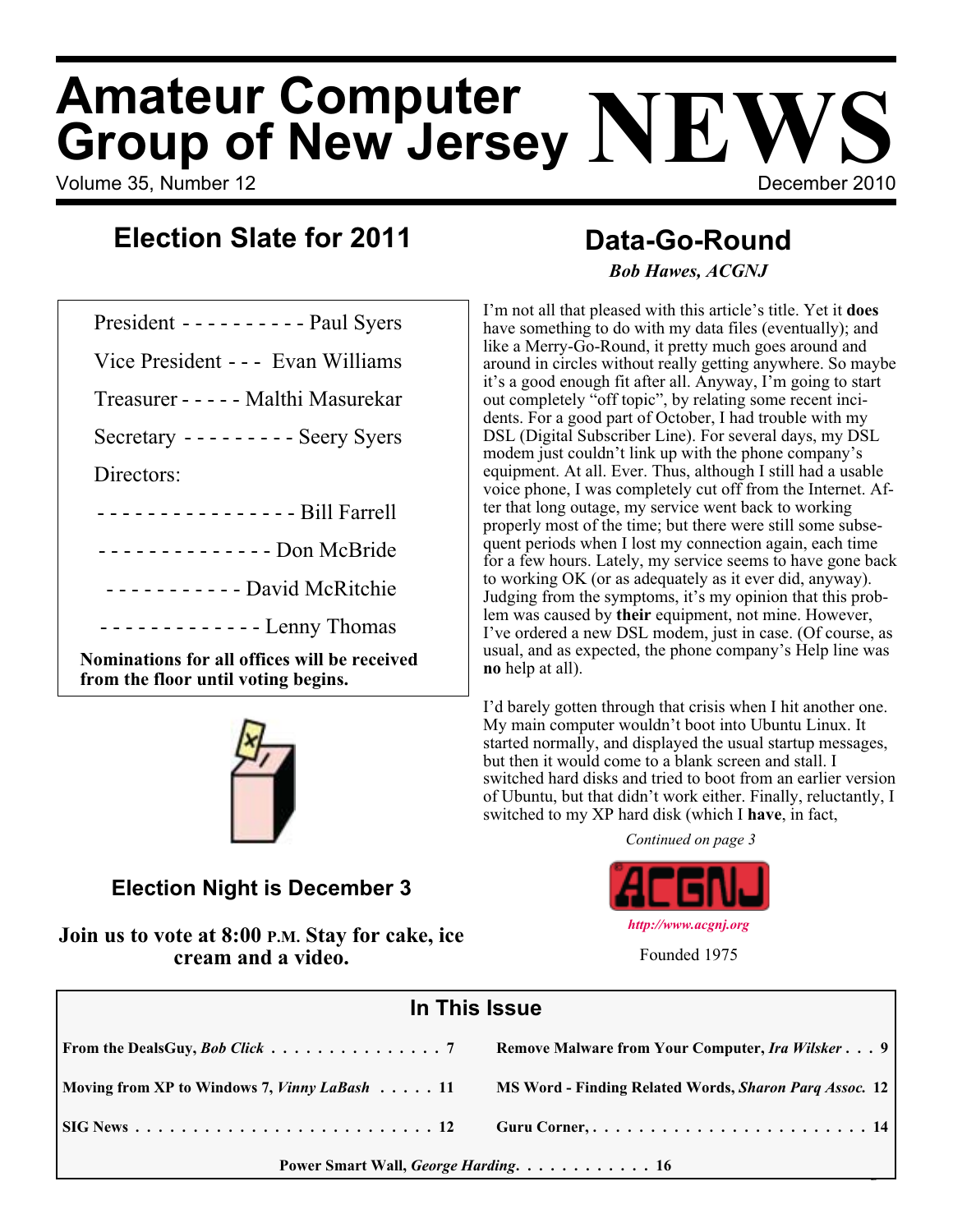# Amateur Computer Group of New Jersey NEWS

Volume 35, Number 12 — December 2010

## Election Slate for 2011

President - - - - - - - - - - Paul Syers

Vice President - - - Evan Williams

Treasurer - - - - - Malthi Masurekar

Secretary - - - - - - - - - Seery Syers

Directors:

- - - - - - - - - - - - - - - - Bill Farrell

- - - - - - - - - - - - - - Don McBride

- - - - - - - - - - - David McRitchie

- - - - - - - - - - - - - Lenny Thomas

**Nominations for all offices will be received from the floor until voting begins.**

### Election Night is December 3

**Join us to vote at 8:00 P.M. Stay for cake, ice cream and a video.**

## Data-Go-Round

***Bob Hawes, ACGNJ***

I'm not all that pleased with this article's title. Yet it **does** have something to do with my data files (eventually); and like a Merry-Go-Round, it pretty much goes around and around in circles without really getting anywhere. So maybe it's a good enough fit after all. Anyway, I'm going to start out completely "off topic", by relating some recent incidents. For a good part of October, I had trouble with my DSL (Digital Subscriber Line). For several days, my DSL modem just couldn't link up with the phone company's equipment. At all. Ever. Thus, although I still had a usable voice phone, I was completely cut off from the Internet. After that long outage, my service went back to working properly most of the time; but there were still some subsequent periods when I lost my connection again, each time for a few hours. Lately, my service seems to have gone back to working OK (or as adequately as it ever did, anyway). Judging from the symptoms, it's my opinion that this problem was caused by **their** equipment, not mine. However, I've ordered a new DSL modem, just in case. (Of course, as usual, and as expected, the phone company's Help line was **no** help at all).

I'd barely gotten through that crisis when I hit another one. My main computer wouldn't boot into Ubuntu Linux. It started normally, and displayed the usual startup messages, but then it would come to a blank screen and stall. I switched hard disks and tried to boot from an earlier version of Ubuntu, but that didn't work either. Finally, reluctantly, I switched to my XP hard disk (which I **have**, in fact,

*Continued on page 3*

ACGNJ

*http://www.acgnj.org*

Founded 1975

## In This Issue

| | |
|---|---|
| **From the DealsGuy, *Bob Click* . . . . . . . . . . . . . . . 7** | **Remove Malware from Your Computer, *Ira Wilsker* . . . 9** |
| **Moving from XP to Windows 7, *Vinny LaBash* . . . . . 11** | **MS Word - Finding Related Words, *Sharon Parq Assoc.* 12** |
| **SIG News . . . . . . . . . . . . . . . . . . . . . . . . . . 12** | **Guru Corner, . . . . . . . . . . . . . . . . . . . . . . . . 14** |
| **Power Smart Wall, *George Harding*. . . . . . . . . . . . 16** | |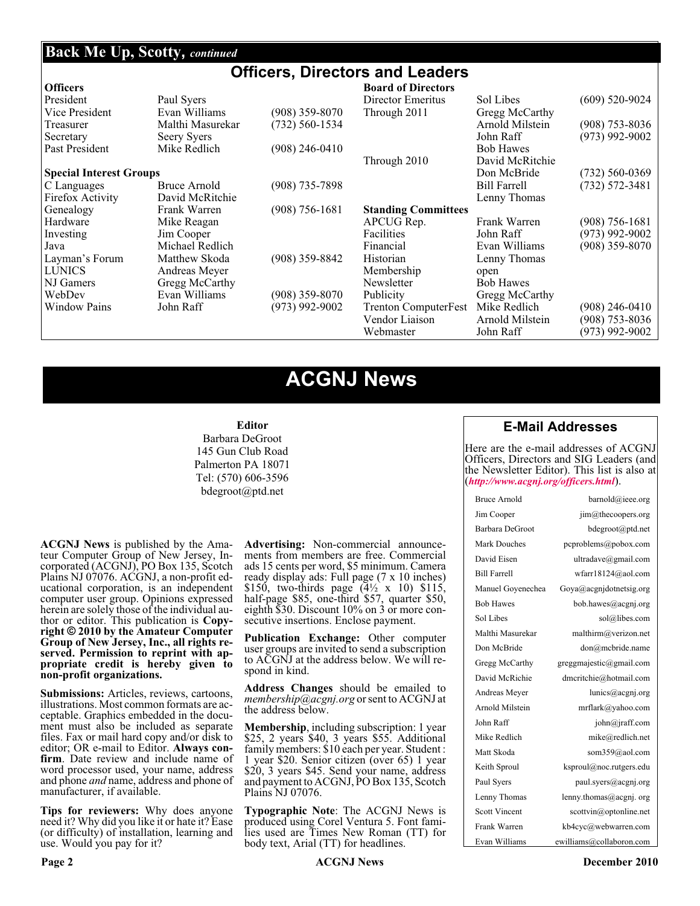## Back Me Up, Scotty, *continued*

# Officers, Directors and Leaders

| **Officers** | | | **Board of Directors** | | |
|---|---|---|---|---|---|
| President | Paul Syers | | Director Emeritus | Sol Libes | (609) 520-9024 |
| Vice President | Evan Williams | (908) 359-8070 | Through 2011 | Gregg McCarthy | |
| Treasurer | Malthi Masurekar | (732) 560-1534 | | Arnold Milstein | (908) 753-8036 |
| Secretary | Seery Syers | | | John Raff | (973) 992-9002 |
| Past President | Mike Redlich | (908) 246-0410 | | Bob Hawes | |
| | | | Through 2010 | David McRitchie | |
| **Special Interest Groups** | | | | Don McBride | (732) 560-0369 |
| C Languages | Bruce Arnold | (908) 735-7898 | | Bill Farrell | (732) 572-3481 |
| Firefox Activity | David McRitchie | | | Lenny Thomas | |
| Genealogy | Frank Warren | (908) 756-1681 | **Standing Committees** | | |
| Hardware | Mike Reagan | | APCUG Rep. | Frank Warren | (908) 756-1681 |
| Investing | Jim Cooper | | Facilities | John Raff | (973) 992-9002 |
| Java | Michael Redlich | | Financial | Evan Williams | (908) 359-8070 |
| Layman's Forum | Matthew Skoda | (908) 359-8842 | Historian | Lenny Thomas | |
| LUNICS | Andreas Meyer | | Membership | open | |
| NJ Gamers | Gregg McCarthy | | Newsletter | Bob Hawes | |
| WebDev | Evan Williams | (908) 359-8070 | Publicity | Gregg McCarthy | |
| Window Pains | John Raff | (973) 992-9002 | Trenton ComputerFest | Mike Redlich | (908) 246-0410 |
| | | | Vendor Liaison | Arnold Milstein | (908) 753-8036 |
| | | | Webmaster | John Raff | (973) 992-9002 |

# ACGNJ News

**Editor**
Barbara DeGroot
145 Gun Club Road
Palmerton PA 18071
Tel: (570) 606-3596
bdegroot@ptd.net

**ACGNJ News** is published by the Amateur Computer Group of New Jersey, Incorporated (ACGNJ), PO Box 135, Scotch Plains NJ 07076. ACGNJ, a non-profit educational corporation, is an independent computer user group. Opinions expressed herein are solely those of the individual author or editor. This publication is **Copyright © 2010 by the Amateur Computer Group of New Jersey, Inc., all rights reserved. Permission to reprint with appropriate credit is hereby given to non-profit organizations.**

**Submissions:** Articles, reviews, cartoons, illustrations. Most common formats are acceptable. Graphics embedded in the document must also be included as separate files. Fax or mail hard copy and/or disk to editor; OR e-mail to Editor. **Always confirm**. Date review and include name of word processor used, your name, address and phone *and* name, address and phone of manufacturer, if available.

**Tips for reviewers:** Why does anyone need it? Why did you like it or hate it? Ease (or difficulty) of installation, learning and use. Would you pay for it?

**Advertising:** Non-commercial announcements from members are free. Commercial ads 15 cents per word, $5 minimum. Camera ready display ads: Full page (7 x 10 inches) $150, two-thirds page (4½ x 10) $115, half-page $85, one-third $57, quarter $50, eighth $30. Discount 10% on 3 or more consecutive insertions. Enclose payment.

**Publication Exchange:** Other computer user groups are invited to send a subscription to ACGNJ at the address below. We will respond in kind.

**Address Changes** should be emailed to *membership@acgnj.org* or sent to ACGNJ at the address below.

**Membership**, including subscription: 1 year $25, 2 years $40, 3 years $55. Additional family members: $10 each per year. Student : 1 year $20. Senior citizen (over 65) 1 year $20, 3 years $45. Send your name, address and payment to ACGNJ, PO Box 135, Scotch Plains NJ 07076.

**Typographic Note**: The ACGNJ News is produced using Corel Ventura 5. Font families used are Times New Roman (TT) for body text, Arial (TT) for headlines.

## E-Mail Addresses

Here are the e-mail addresses of ACGNJ Officers, Directors and SIG Leaders (and the Newsletter Editor). This list is also at (***http://www.acgnj.org/officers.html***).

| Name | E-mail |
|---|---|
| Bruce Arnold | barnold@ieee.org |
| Jim Cooper | jim@thecoopers.org |
| Barbara DeGroot | bdegroot@ptd.net |
| Mark Douches | pcproblems@pobox.com |
| David Eisen | ultradave@gmail.com |
| Bill Farrell | wfarr18124@aol.com |
| Manuel Goyenechea | Goya@acgnjdotnetsig.org |
| Bob Hawes | bob.hawes@acgnj.org |
| Sol Libes | sol@libes.com |
| Malthi Masurekar | malthirm@verizon.net |
| Don McBride | don@mcbride.name |
| Gregg McCarthy | greggmajestic@gmail.com |
| David McRichie | dmcritchie@hotmail.com |
| Andreas Meyer | lunics@acgnj.org |
| Arnold Milstein | mrflark@yahoo.com |
| John Raff | john@jraff.com |
| Mike Redlich | mike@redlich.net |
| Matt Skoda | som359@aol.com |
| Keith Sproul | ksproul@noc.rutgers.edu |
| Paul Syers | paul.syers@acgnj.org |
| Lenny Thomas | lenny.thomas@acgnj. org |
| Scott Vincent | scottvin@optonline.net |
| Frank Warren | kb4cyc@webwarren.com |
| Evan Williams | ewilliams@collaboron.com |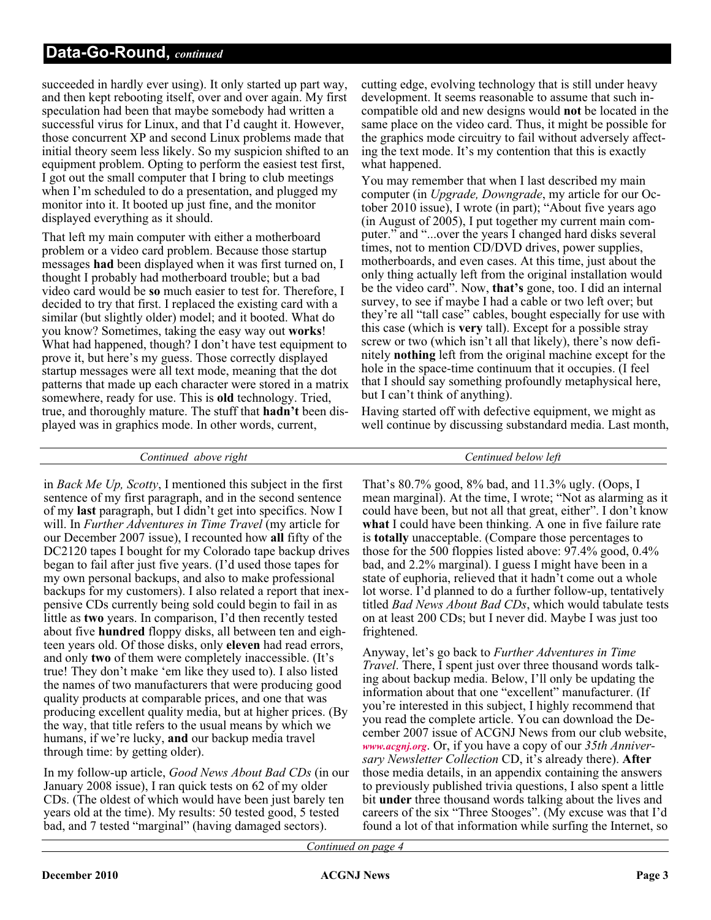## Data-Go-Round, *continued*

succeeded in hardly ever using). It only started up part way, and then kept rebooting itself, over and over again. My first speculation had been that maybe somebody had written a successful virus for Linux, and that I'd caught it. However, those concurrent XP and second Linux problems made that initial theory seem less likely. So my suspicion shifted to an equipment problem. Opting to perform the easiest test first, I got out the small computer that I bring to club meetings when I'm scheduled to do a presentation, and plugged my monitor into it. It booted up just fine, and the monitor displayed everything as it should.

That left my main computer with either a motherboard problem or a video card problem. Because those startup messages **had** been displayed when it was first turned on, I thought I probably had motherboard trouble; but a bad video card would be **so** much easier to test for. Therefore, I decided to try that first. I replaced the existing card with a similar (but slightly older) model; and it booted. What do you know? Sometimes, taking the easy way out **works**! What had happened, though? I don't have test equipment to prove it, but here's my guess. Those correctly displayed startup messages were all text mode, meaning that the dot patterns that made up each character were stored in a matrix somewhere, ready for use. This is **old** technology. Tried, true, and thoroughly mature. The stuff that **hadn't** been displayed was in graphics mode. In other words, current, cutting edge, evolving technology that is still under heavy development. It seems reasonable to assume that such incompatible old and new designs would **not** be located in the same place on the video card. Thus, it might be possible for the graphics mode circuitry to fail without adversely affecting the text mode. It's my contention that this is exactly what happened.

You may remember that when I last described my main computer (in *Upgrade, Downgrade*, my article for our October 2010 issue), I wrote (in part); "About five years ago (in August of 2005), I put together my current main computer." and "...over the years I changed hard disks several times, not to mention CD/DVD drives, power supplies, motherboards, and even cases. At this time, just about the only thing actually left from the original installation would be the video card". Now, **that's** gone, too. I did an internal survey, to see if maybe I had a cable or two left over; but they're all "tall case" cables, bought especially for use with this case (which is **very** tall). Except for a possible stray screw or two (which isn't all that likely), there's now definitely **nothing** left from the original machine except for the hole in the space-time continuum that it occupies. (I feel that I should say something profoundly metaphysical here, but I can't think of anything).

Having started off with defective equipment, we might as well continue by discussing substandard media. Last month, in *Back Me Up, Scotty*, I mentioned this subject in the first sentence of my first paragraph, and in the second sentence of my **last** paragraph, but I didn't get into specifics. Now I will. In *Further Adventures in Time Travel* (my article for our December 2007 issue), I recounted how **all** fifty of the DC2120 tapes I bought for my Colorado tape backup drives began to fail after just five years. (I'd used those tapes for my own personal backups, and also to make professional backups for my customers). I also related a report that inexpensive CDs currently being sold could begin to fail in as little as **two** years. In comparison, I'd then recently tested about five **hundred** floppy disks, all between ten and eighteen years old. Of those disks, only **eleven** had read errors, and only **two** of them were completely inaccessible. (It's true! They don't make 'em like they used to). I also listed the names of two manufacturers that were producing good quality products at comparable prices, and one that was producing excellent quality media, but at higher prices. (By the way, that title refers to the usual means by which we humans, if we're lucky, **and** our backup media travel through time: by getting older).

In my follow-up article, *Good News About Bad CDs* (in our January 2008 issue), I ran quick tests on 62 of my older CDs. (The oldest of which would have been just barely ten years old at the time). My results: 50 tested good, 5 tested bad, and 7 tested "marginal" (having damaged sectors). That's 80.7% good, 8% bad, and 11.3% ugly. (Oops, I mean marginal). At the time, I wrote; "Not as alarming as it could have been, but not all that great, either". I don't know **what** I could have been thinking. A one in five failure rate is **totally** unacceptable. (Compare those percentages to those for the 500 floppies listed above: 97.4% good, 0.4% bad, and 2.2% marginal). I guess I might have been in a state of euphoria, relieved that it hadn't come out a whole lot worse. I'd planned to do a further follow-up, tentatively titled *Bad News About Bad CDs*, which would tabulate tests on at least 200 CDs; but I never did. Maybe I was just too frightened.

Anyway, let's go back to *Further Adventures in Time Travel*. There, I spent just over three thousand words talking about backup media. Below, I'll only be updating the information about that one "excellent" manufacturer. (If you're interested in this subject, I highly recommend that you read the complete article. You can download the December 2007 issue of ACGNJ News from our club website, *www.acgnj.org*. Or, if you have a copy of our *35th Anniversary Newsletter Collection* CD, it's already there). **After** those media details, in an appendix containing the answers to previously published trivia questions, I also spent a little bit **under** three thousand words talking about the lives and careers of the six "Three Stooges". (My excuse was that I'd found a lot of that information while surfing the Internet, so

*Continued on page 4*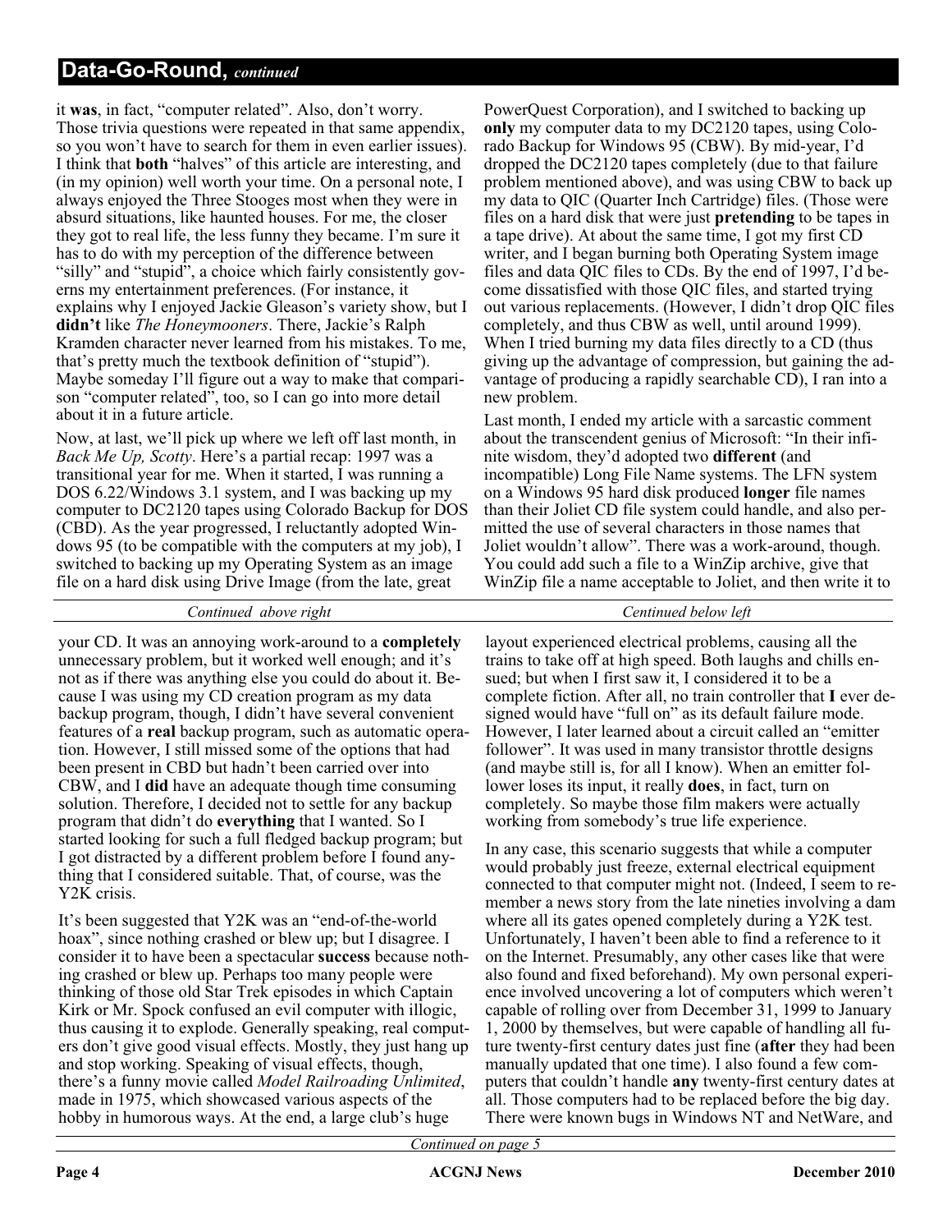## Data-Go-Round, *continued*

it **was**, in fact, "computer related". Also, don't worry. Those trivia questions were repeated in that same appendix, so you won't have to search for them in even earlier issues). I think that **both** "halves" of this article are interesting, and (in my opinion) well worth your time. On a personal note, I always enjoyed the Three Stooges most when they were in absurd situations, like haunted houses. For me, the closer they got to real life, the less funny they became. I'm sure it has to do with my perception of the difference between "silly" and "stupid", a choice which fairly consistently governs my entertainment preferences. (For instance, it explains why I enjoyed Jackie Gleason's variety show, but I **didn't** like *The Honeymooners*. There, Jackie's Ralph Kramden character never learned from his mistakes. To me, that's pretty much the textbook definition of "stupid"). Maybe someday I'll figure out a way to make that comparison "computer related", too, so I can go into more detail about it in a future article.

Now, at last, we'll pick up where we left off last month, in *Back Me Up, Scotty*. Here's a partial recap: 1997 was a transitional year for me. When it started, I was running a DOS 6.22/Windows 3.1 system, and I was backing up my computer to DC2120 tapes using Colorado Backup for DOS (CBD). As the year progressed, I reluctantly adopted Windows 95 (to be compatible with the computers at my job), I switched to backing up my Operating System as an image file on a hard disk using Drive Image (from the late, great PowerQuest Corporation), and I switched to backing up **only** my computer data to my DC2120 tapes, using Colorado Backup for Windows 95 (CBW). By mid-year, I'd dropped the DC2120 tapes completely (due to that failure problem mentioned above), and was using CBW to back up my data to QIC (Quarter Inch Cartridge) files. (Those were files on a hard disk that were just **pretending** to be tapes in a tape drive). At about the same time, I got my first CD writer, and I began burning both Operating System image files and data QIC files to CDs. By the end of 1997, I'd become dissatisfied with those QIC files, and started trying out various replacements. (However, I didn't drop QIC files completely, and thus CBW as well, until around 1999). When I tried burning my data files directly to a CD (thus giving up the advantage of compression, but gaining the advantage of producing a rapidly searchable CD), I ran into a new problem.

Last month, I ended my article with a sarcastic comment about the transcendent genius of Microsoft: "In their infinite wisdom, they'd adopted two **different** (and incompatible) Long File Name systems. The LFN system on a Windows 95 hard disk produced **longer** file names than their Joliet CD file system could handle, and also permitted the use of several characters in those names that Joliet wouldn't allow". There was a work-around, though. You could add such a file to a WinZip archive, give that WinZip file a name acceptable to Joliet, and then write it to your CD. It was an annoying work-around to a **completely** unnecessary problem, but it worked well enough; and it's not as if there was anything else you could do about it. Because I was using my CD creation program as my data backup program, though, I didn't have several convenient features of a **real** backup program, such as automatic operation. However, I still missed some of the options that had been present in CBD but hadn't been carried over into CBW, and I **did** have an adequate though time consuming solution. Therefore, I decided not to settle for any backup program that didn't do **everything** that I wanted. So I started looking for such a full fledged backup program; but I got distracted by a different problem before I found anything that I considered suitable. That, of course, was the Y2K crisis.

It's been suggested that Y2K was an "end-of-the-world hoax", since nothing crashed or blew up; but I disagree. I consider it to have been a spectacular **success** because nothing crashed or blew up. Perhaps too many people were thinking of those old Star Trek episodes in which Captain Kirk or Mr. Spock confused an evil computer with illogic, thus causing it to explode. Generally speaking, real computers don't give good visual effects. Mostly, they just hang up and stop working. Speaking of visual effects, though, there's a funny movie called *Model Railroading Unlimited*, made in 1975, which showcased various aspects of the hobby in humorous ways. At the end, a large club's huge layout experienced electrical problems, causing all the trains to take off at high speed. Both laughs and chills ensued; but when I first saw it, I considered it to be a complete fiction. After all, no train controller that **I** ever designed would have "full on" as its default failure mode. However, I later learned about a circuit called an "emitter follower". It was used in many transistor throttle designs (and maybe still is, for all I know). When an emitter follower loses its input, it really **does**, in fact, turn on completely. So maybe those film makers were actually working from somebody's true life experience.

In any case, this scenario suggests that while a computer would probably just freeze, external electrical equipment connected to that computer might not. (Indeed, I seem to remember a news story from the late nineties involving a dam where all its gates opened completely during a Y2K test. Unfortunately, I haven't been able to find a reference to it on the Internet. Presumably, any other cases like that were also found and fixed beforehand). My own personal experience involved uncovering a lot of computers which weren't capable of rolling over from December 31, 1999 to January 1, 2000 by themselves, but were capable of handling all future twenty-first century dates just fine (**after** they had been manually updated that one time). I also found a few computers that couldn't handle **any** twenty-first century dates at all. Those computers had to be replaced before the big day. There were known bugs in Windows NT and NetWare, and

*Continued on page 5*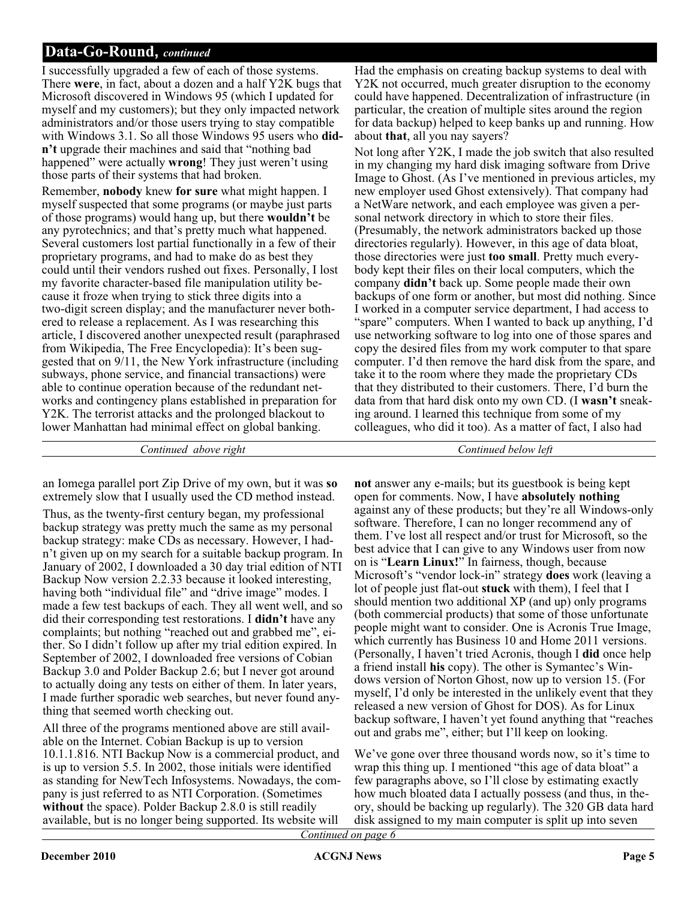## Data-Go-Round, *continued*

I successfully upgraded a few of each of those systems. There **were**, in fact, about a dozen and a half Y2K bugs that Microsoft discovered in Windows 95 (which I updated for myself and my customers); but they only impacted network administrators and/or those users trying to stay compatible with Windows 3.1. So all those Windows 95 users who **didn't** upgrade their machines and said that "nothing bad happened" were actually **wrong**! They just weren't using those parts of their systems that had broken.

Remember, **nobody** knew **for sure** what might happen. I myself suspected that some programs (or maybe just parts of those programs) would hang up, but there **wouldn't** be any pyrotechnics; and that's pretty much what happened. Several customers lost partial functionally in a few of their proprietary programs, and had to make do as best they could until their vendors rushed out fixes. Personally, I lost my favorite character-based file manipulation utility because it froze when trying to stick three digits into a two-digit screen display; and the manufacturer never bothered to release a replacement. As I was researching this article, I discovered another unexpected result (paraphrased from Wikipedia, The Free Encyclopedia): It's been suggested that on 9/11, the New York infrastructure (including subways, phone service, and financial transactions) were able to continue operation because of the redundant networks and contingency plans established in preparation for Y2K. The terrorist attacks and the prolonged blackout to lower Manhattan had minimal effect on global banking.

Had the emphasis on creating backup systems to deal with Y2K not occurred, much greater disruption to the economy could have happened. Decentralization of infrastructure (in particular, the creation of multiple sites around the region for data backup) helped to keep banks up and running. How about **that**, all you nay sayers?

Not long after Y2K, I made the job switch that also resulted in my changing my hard disk imaging software from Drive Image to Ghost. (As I've mentioned in previous articles, my new employer used Ghost extensively). That company had a NetWare network, and each employee was given a personal network directory in which to store their files. (Presumably, the network administrators backed up those directories regularly). However, in this age of data bloat, those directories were just **too small**. Pretty much everybody kept their files on their local computers, which the company **didn't** back up. Some people made their own backups of one form or another, but most did nothing. Since I worked in a computer service department, I had access to "spare" computers. When I wanted to back up anything, I'd use networking software to log into one of those spares and copy the desired files from my work computer to that spare computer. I'd then remove the hard disk from the spare, and take it to the room where they made the proprietary CDs that they distributed to their customers. There, I'd burn the data from that hard disk onto my own CD. (I **wasn't** sneaking around. I learned this technique from some of my colleagues, who did it too). As a matter of fact, I also had an Iomega parallel port Zip Drive of my own, but it was **so** extremely slow that I usually used the CD method instead.

Thus, as the twenty-first century began, my professional backup strategy was pretty much the same as my personal backup strategy: make CDs as necessary. However, I hadn't given up on my search for a suitable backup program. In January of 2002, I downloaded a 30 day trial edition of NTI Backup Now version 2.2.33 because it looked interesting, having both "individual file" and "drive image" modes. I made a few test backups of each. They all went well, and so did their corresponding test restorations. I **didn't** have any complaints; but nothing "reached out and grabbed me", either. So I didn't follow up after my trial edition expired. In September of 2002, I downloaded free versions of Cobian Backup 3.0 and Polder Backup 2.6; but I never got around to actually doing any tests on either of them. In later years, I made further sporadic web searches, but never found anything that seemed worth checking out.

All three of the programs mentioned above are still available on the Internet. Cobian Backup is up to version 10.1.1.816. NTI Backup Now is a commercial product, and is up to version 5.5. In 2002, those initials were identified as standing for NewTech Infosystems. Nowadays, the company is just referred to as NTI Corporation. (Sometimes **without** the space). Polder Backup 2.8.0 is still readily available, but is no longer being supported. Its website will **not** answer any e-mails; but its guestbook is being kept open for comments. Now, I have **absolutely nothing** against any of these products; but they're all Windows-only software. Therefore, I can no longer recommend any of them. I've lost all respect and/or trust for Microsoft, so the best advice that I can give to any Windows user from now on is "**Learn Linux!**" In fairness, though, because Microsoft's "vendor lock-in" strategy **does** work (leaving a lot of people just flat-out **stuck** with them), I feel that I should mention two additional XP (and up) only programs (both commercial products) that some of those unfortunate people might want to consider. One is Acronis True Image, which currently has Business 10 and Home 2011 versions. (Personally, I haven't tried Acronis, though I **did** once help a friend install **his** copy). The other is Symantec's Windows version of Norton Ghost, now up to version 15. (For myself, I'd only be interested in the unlikely event that they released a new version of Ghost for DOS). As for Linux backup software, I haven't yet found anything that "reaches out and grabs me", either; but I'll keep on looking.

We've gone over three thousand words now, so it's time to wrap this thing up. I mentioned "this age of data bloat" a few paragraphs above, so I'll close by estimating exactly how much bloated data I actually possess (and thus, in theory, should be backing up regularly). The 320 GB data hard disk assigned to my main computer is split up into seven

*Continued on page 6*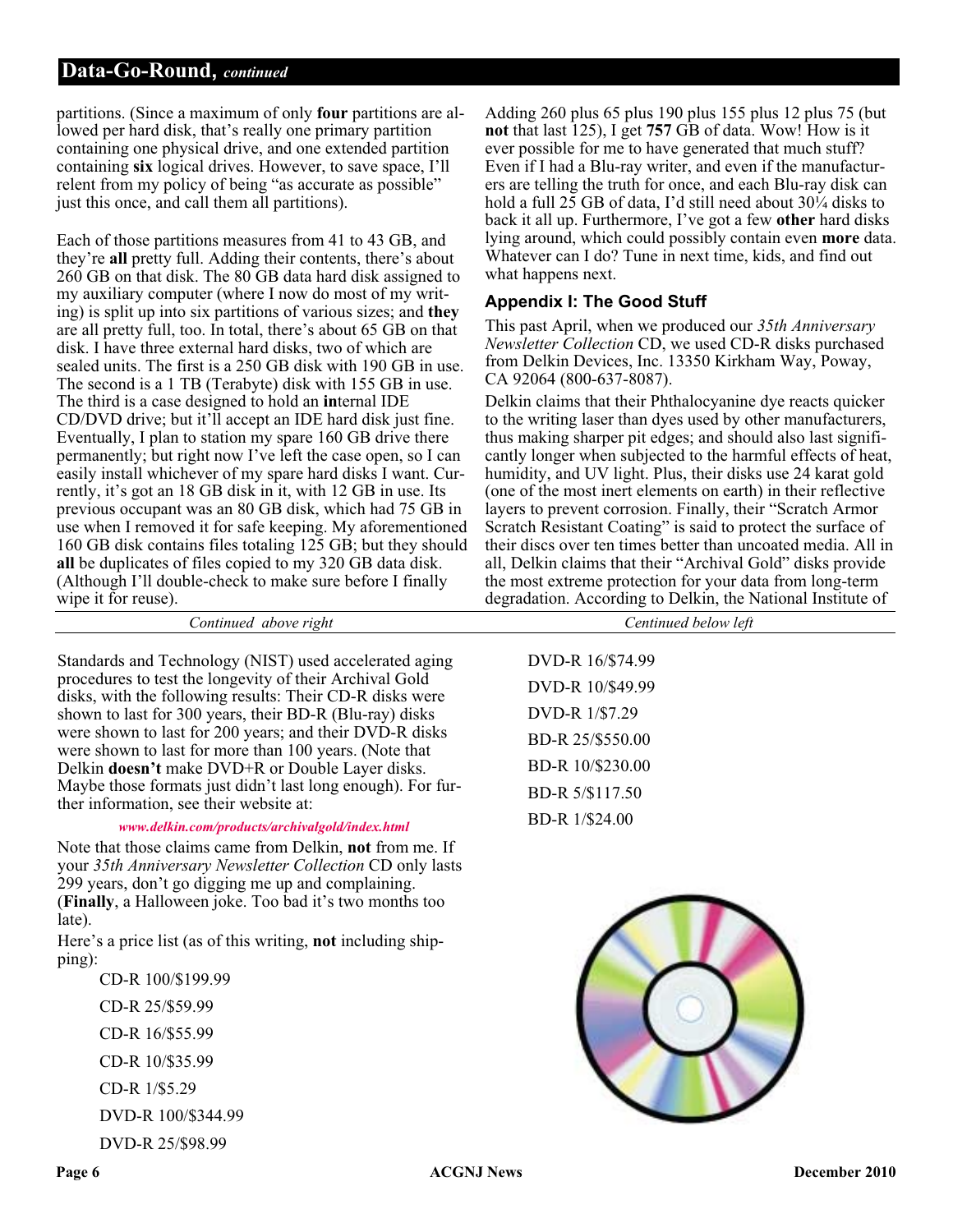partitions. (Since a maximum of only **four** partitions are allowed per hard disk, that's really one primary partition containing one physical drive, and one extended partition containing **six** logical drives. However, to save space, I'll relent from my policy of being "as accurate as possible" just this once, and call them all partitions).

Each of those partitions measures from 41 to 43 GB, and they're **all** pretty full. Adding their contents, there's about 260 GB on that disk. The 80 GB data hard disk assigned to my auxiliary computer (where I now do most of my writing) is split up into six partitions of various sizes; and **they** are all pretty full, too. In total, there's about 65 GB on that disk. I have three external hard disks, two of which are sealed units. The first is a 250 GB disk with 190 GB in use. The second is a 1 TB (Terabyte) disk with 155 GB in use. The third is a case designed to hold an **in**ternal IDE CD/DVD drive; but it'll accept an IDE hard disk just fine. Eventually, I plan to station my spare 160 GB drive there permanently; but right now I've left the case open, so I can easily install whichever of my spare hard disks I want. Currently, it's got an 18 GB disk in it, with 12 GB in use. Its previous occupant was an 80 GB disk, which had 75 GB in use when I removed it for safe keeping. My aforementioned 160 GB disk contains files totaling 125 GB; but they should **all** be duplicates of files copied to my 320 GB data disk. (Although I'll double-check to make sure before I finally wipe it for reuse).

Adding 260 plus 65 plus 190 plus 155 plus 12 plus 75 (but **not** that last 125), I get **757** GB of data. Wow! How is it ever possible for me to have generated that much stuff? Even if I had a Blu-ray writer, and even if the manufacturers are telling the truth for once, and each Blu-ray disk can hold a full 25 GB of data, I'd still need about 30¼ disks to back it all up. Furthermore, I've got a few **other** hard disks lying around, which could possibly contain even **more** data. Whatever can I do? Tune in next time, kids, and find out what happens next.

## Appendix I: The Good Stuff

This past April, when we produced our *35th Anniversary Newsletter Collection* CD, we used CD-R disks purchased from Delkin Devices, Inc. 13350 Kirkham Way, Poway, CA 92064 (800-637-8087).

Delkin claims that their Phthalocyanine dye reacts quicker to the writing laser than dyes used by other manufacturers, thus making sharper pit edges; and should also last significantly longer when subjected to the harmful effects of heat, humidity, and UV light. Plus, their disks use 24 karat gold (one of the most inert elements on earth) in their reflective layers to prevent corrosion. Finally, their "Scratch Armor Scratch Resistant Coating" is said to protect the surface of their discs over ten times better than uncoated media. All in all, Delkin claims that their "Archival Gold" disks provide the most extreme protection for your data from long-term degradation. According to Delkin, the National Institute of Standards and Technology (NIST) used accelerated aging procedures to test the longevity of their Archival Gold disks, with the following results: Their CD-R disks were shown to last for 300 years, their BD-R (Blu-ray) disks were shown to last for 200 years; and their DVD-R disks were shown to last for more than 100 years. (Note that Delkin **doesn't** make DVD+R or Double Layer disks. Maybe those formats just didn't last long enough). For further information, see their website at:

*www.delkin.com/products/archivalgold/index.html*

Note that those claims came from Delkin, **not** from me. If your *35th Anniversary Newsletter Collection* CD only lasts 299 years, don't go digging me up and complaining. (**Finally**, a Halloween joke. Too bad it's two months too late).

Here's a price list (as of this writing, **not** including shipping):

- CD-R 100/$199.99
- CD-R 25/$59.99
- CD-R 16/$55.99
- CD-R 10/$35.99
- CD-R 1/$5.29
- DVD-R 100/$344.99
- DVD-R 25/$98.99
- DVD-R 16/$74.99
- DVD-R 10/$49.99
- DVD-R 1/$7.29
- BD-R 25/$550.00
- BD-R 10/$230.00
- BD-R 5/$117.50
- BD-R 1/$24.00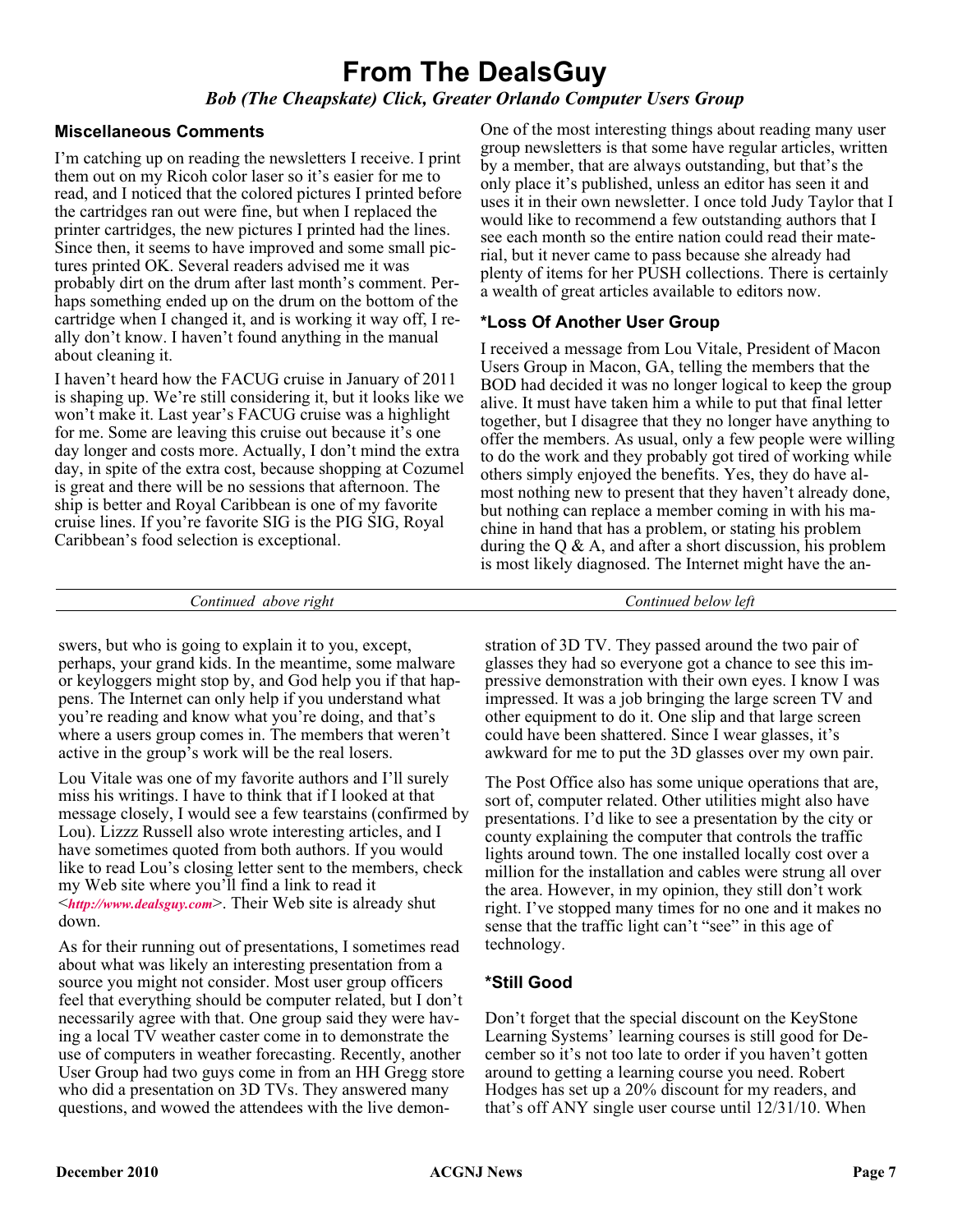# From The DealsGuy

*Bob (The Cheapskate) Click, Greater Orlando Computer Users Group*

### Miscellaneous Comments

I'm catching up on reading the newsletters I receive. I print them out on my Ricoh color laser so it's easier for me to read, and I noticed that the colored pictures I printed before the cartridges ran out were fine, but when I replaced the printer cartridges, the new pictures I printed had the lines. Since then, it seems to have improved and some small pictures printed OK. Several readers advised me it was probably dirt on the drum after last month's comment. Perhaps something ended up on the drum on the bottom of the cartridge when I changed it, and is working it way off, I really don't know. I haven't found anything in the manual about cleaning it.

I haven't heard how the FACUG cruise in January of 2011 is shaping up. We're still considering it, but it looks like we won't make it. Last year's FACUG cruise was a highlight for me. Some are leaving this cruise out because it's one day longer and costs more. Actually, I don't mind the extra day, in spite of the extra cost, because shopping at Cozumel is great and there will be no sessions that afternoon. The ship is better and Royal Caribbean is one of my favorite cruise lines. If you're favorite SIG is the PIG SIG, Royal Caribbean's food selection is exceptional.

One of the most interesting things about reading many user group newsletters is that some have regular articles, written by a member, that are always outstanding, but that's the only place it's published, unless an editor has seen it and uses it in their own newsletter. I once told Judy Taylor that I would like to recommend a few outstanding authors that I see each month so the entire nation could read their material, but it never came to pass because she already had plenty of items for her PUSH collections. There is certainly a wealth of great articles available to editors now.

### *Loss Of Another User Group

I received a message from Lou Vitale, President of Macon Users Group in Macon, GA, telling the members that the BOD had decided it was no longer logical to keep the group alive. It must have taken him a while to put that final letter together, but I disagree that they no longer have anything to offer the members. As usual, only a few people were willing to do the work and they probably got tired of working while others simply enjoyed the benefits. Yes, they do have almost nothing new to present that they haven't already done, but nothing can replace a member coming in with his machine in hand that has a problem, or stating his problem during the Q & A, and after a short discussion, his problem is most likely diagnosed. The Internet might have the answers, but who is going to explain it to you, except, perhaps, your grand kids. In the meantime, some malware or keyloggers might stop by, and God help you if that happens. The Internet can only help if you understand what you're reading and know what you're doing, and that's where a users group comes in. The members that weren't active in the group's work will be the real losers.

Lou Vitale was one of my favorite authors and I'll surely miss his writings. I have to think that if I looked at that message closely, I would see a few tearstains (confirmed by Lou). Lizzz Russell also wrote interesting articles, and I have sometimes quoted from both authors. If you would like to read Lou's closing letter sent to the members, check my Web site where you'll find a link to read it <*http://www.dealsguy.com*>. Their Web site is already shut down.

As for their running out of presentations, I sometimes read about what was likely an interesting presentation from a source you might not consider. Most user group officers feel that everything should be computer related, but I don't necessarily agree with that. One group said they were having a local TV weather caster come in to demonstrate the use of computers in weather forecasting. Recently, another User Group had two guys come in from an HH Gregg store who did a presentation on 3D TVs. They answered many questions, and wowed the attendees with the live demonstration of 3D TV. They passed around the two pair of glasses they had so everyone got a chance to see this impressive demonstration with their own eyes. I know I was impressed. It was a job bringing the large screen TV and other equipment to do it. One slip and that large screen could have been shattered. Since I wear glasses, it's awkward for me to put the 3D glasses over my own pair.

The Post Office also has some unique operations that are, sort of, computer related. Other utilities might also have presentations. I'd like to see a presentation by the city or county explaining the computer that controls the traffic lights around town. The one installed locally cost over a million for the installation and cables were strung all over the area. However, in my opinion, they still don't work right. I've stopped many times for no one and it makes no sense that the traffic light can't "see" in this age of technology.

### *Still Good

Don't forget that the special discount on the KeyStone Learning Systems' learning courses is still good for December so it's not too late to order if you haven't gotten around to getting a learning course you need. Robert Hodges has set up a 20% discount for my readers, and that's off ANY single user course until 12/31/10. When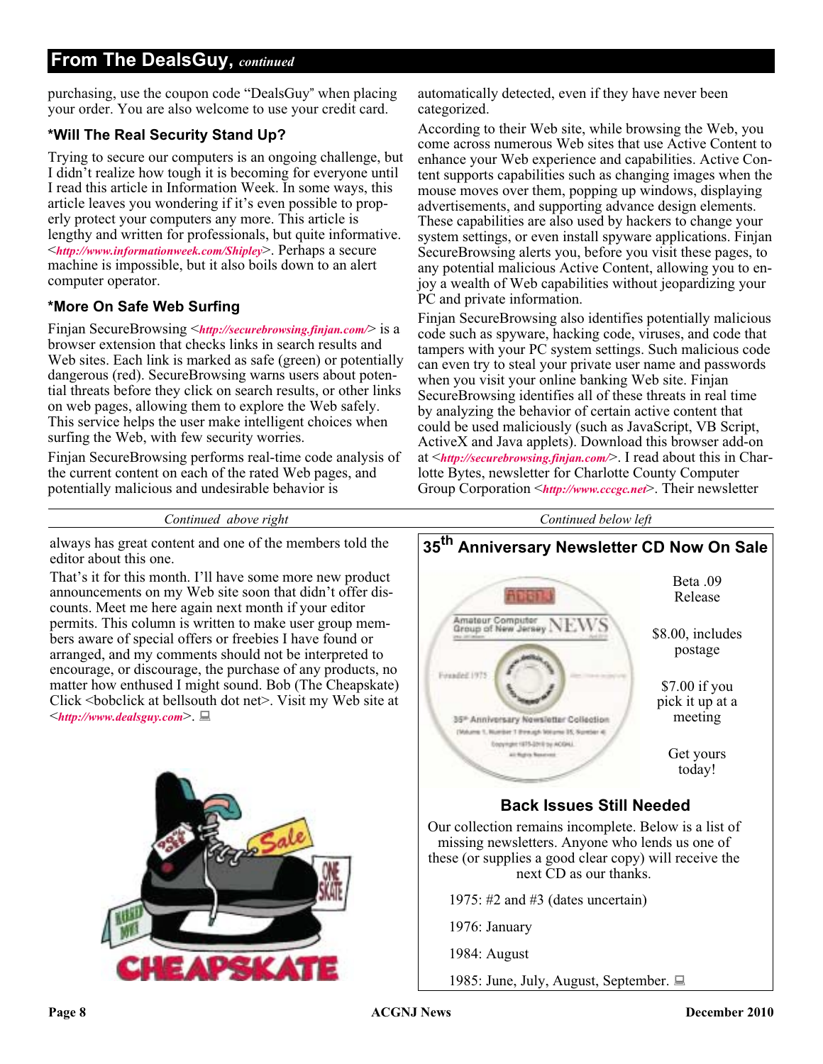## From The DealsGuy, *continued*

purchasing, use the coupon code "DealsGuy" when placing your order. You are also welcome to use your credit card.

### *Will The Real Security Stand Up?

Trying to secure our computers is an ongoing challenge, but I didn't realize how tough it is becoming for everyone until I read this article in Information Week. In some ways, this article leaves you wondering if it's even possible to properly protect your computers any more. This article is lengthy and written for professionals, but quite informative. <*http://www.informationweek.com/Shipley*>. Perhaps a secure machine is impossible, but it also boils down to an alert computer operator.

### *More On Safe Web Surfing

Finjan SecureBrowsing <*http://securebrowsing.finjan.com/*> is a browser extension that checks links in search results and Web sites. Each link is marked as safe (green) or potentially dangerous (red). SecureBrowsing warns users about potential threats before they click on search results, or other links on web pages, allowing them to explore the Web safely. This service helps the user make intelligent choices when surfing the Web, with few security worries.

Finjan SecureBrowsing performs real-time code analysis of the current content on each of the rated Web pages, and potentially malicious and undesirable behavior is automatically detected, even if they have never been categorized.

According to their Web site, while browsing the Web, you come across numerous Web sites that use Active Content to enhance your Web experience and capabilities. Active Content supports capabilities such as changing images when the mouse moves over them, popping up windows, displaying advertisements, and supporting advance design elements. These capabilities are also used by hackers to change your system settings, or even install spyware applications. Finjan SecureBrowsing alerts you, before you visit these pages, to any potential malicious Active Content, allowing you to enjoy a wealth of Web capabilities without jeopardizing your PC and private information.

Finjan SecureBrowsing also identifies potentially malicious code such as spyware, hacking code, viruses, and code that tampers with your PC system settings. Such malicious code can even try to steal your private user name and passwords when you visit your online banking Web site. Finjan SecureBrowsing identifies all of these threats in real time by analyzing the behavior of certain active content that could be used maliciously (such as JavaScript, VB Script, ActiveX and Java applets). Download this browser add-on at <*http://securebrowsing.finjan.com/*>. I read about this in Charlotte Bytes, newsletter for Charlotte County Computer Group Corporation <*http://www.cccgc.net*>. Their newsletter always has great content and one of the members told the editor about this one.

That's it for this month. I'll have some more new product announcements on my Web site soon that didn't offer discounts. Meet me here again next month if your editor permits. This column is written to make user group members aware of special offers or freebies I have found or arranged, and my comments should not be interpreted to encourage, or discourage, the purchase of any products, no matter how enthused I might sound. Bob (The Cheapskate) Click <bobclick at bellsouth dot net>. Visit my Web site at <*http://www.dealsguy.com*>.

## 35th Anniversary Newsletter CD Now On Sale

Beta .09 Release

$8.00, includes postage

$7.00 if you pick it up at a meeting

Get yours today!

### Back Issues Still Needed

Our collection remains incomplete. Below is a list of missing newsletters. Anyone who lends us one of these (or supplies a good clear copy) will receive the next CD as our thanks.

1975: #2 and #3 (dates uncertain)

1976: January

1984: August

1985: June, July, August, September.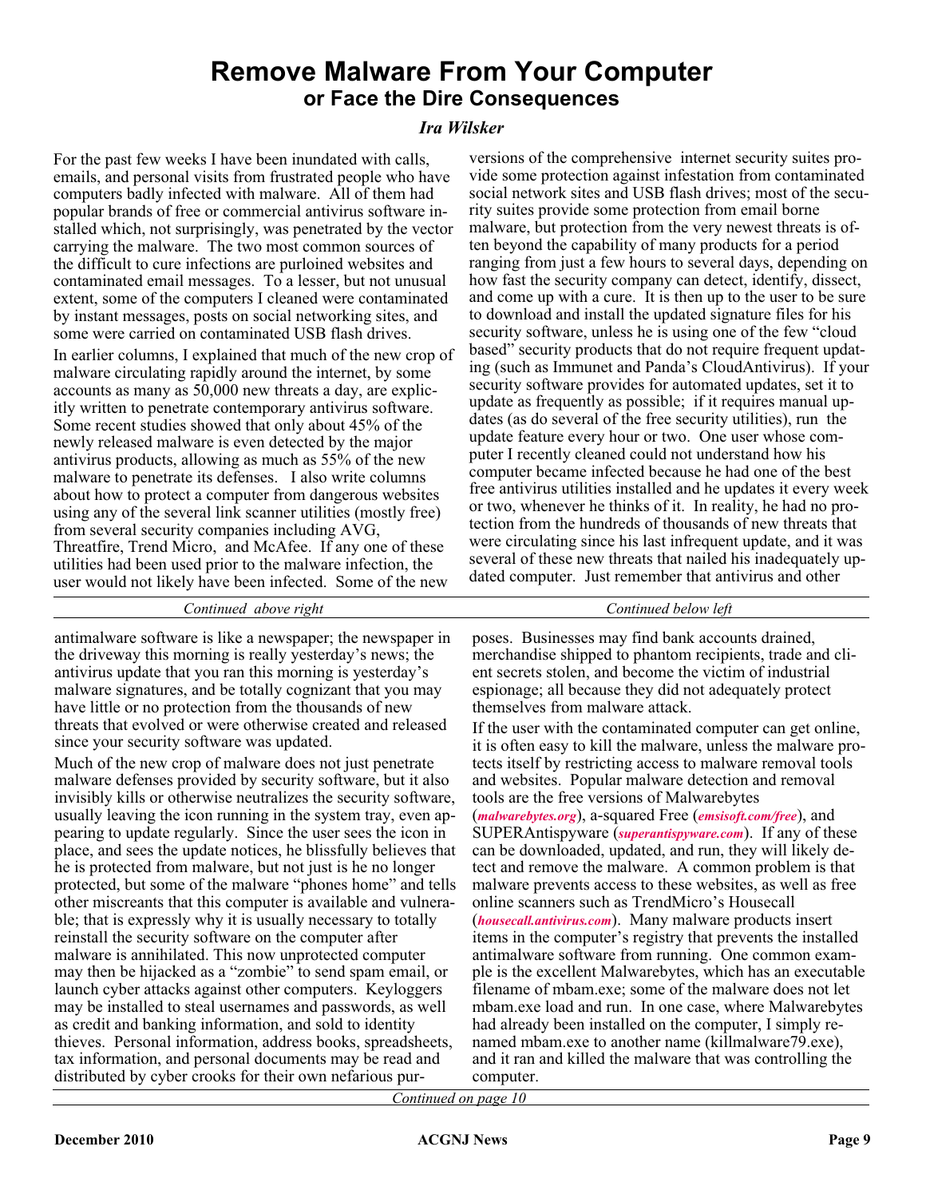# Remove Malware From Your Computer

## or Face the Dire Consequences

***Ira Wilsker***

For the past few weeks I have been inundated with calls, emails, and personal visits from frustrated people who have computers badly infected with malware. All of them had popular brands of free or commercial antivirus software installed which, not surprisingly, was penetrated by the vector carrying the malware. The two most common sources of the difficult to cure infections are purloined websites and contaminated email messages. To a lesser, but not unusual extent, some of the computers I cleaned were contaminated by instant messages, posts on social networking sites, and some were carried on contaminated USB flash drives.

In earlier columns, I explained that much of the new crop of malware circulating rapidly around the internet, by some accounts as many as 50,000 new threats a day, are explicitly written to penetrate contemporary antivirus software. Some recent studies showed that only about 45% of the newly released malware is even detected by the major antivirus products, allowing as much as 55% of the new malware to penetrate its defenses. I also write columns about how to protect a computer from dangerous websites using any of the several link scanner utilities (mostly free) from several security companies including AVG, Threatfire, Trend Micro, and McAfee. If any one of these utilities had been used prior to the malware infection, the user would not likely have been infected. Some of the new versions of the comprehensive internet security suites provide some protection against infestation from contaminated social network sites and USB flash drives; most of the security suites provide some protection from email borne malware, but protection from the very newest threats is often beyond the capability of many products for a period ranging from just a few hours to several days, depending on how fast the security company can detect, identify, dissect, and come up with a cure. It is then up to the user to be sure to download and install the updated signature files for his security software, unless he is using one of the few "cloud based" security products that do not require frequent updating (such as Immunet and Panda's CloudAntivirus). If your security software provides for automated updates, set it to update as frequently as possible; if it requires manual updates (as do several of the free security utilities), run the update feature every hour or two. One user whose computer I recently cleaned could not understand how his computer became infected because he had one of the best free antivirus utilities installed and he updates it every week or two, whenever he thinks of it. In reality, he had no protection from the hundreds of thousands of new threats that were circulating since his last infrequent update, and it was several of these new threats that nailed his inadequately updated computer. Just remember that antivirus and other antimalware software is like a newspaper; the newspaper in the driveway this morning is really yesterday's news; the antivirus update that you ran this morning is yesterday's malware signatures, and be totally cognizant that you may have little or no protection from the thousands of new threats that evolved or were otherwise created and released since your security software was updated.

Much of the new crop of malware does not just penetrate malware defenses provided by security software, but it also invisibly kills or otherwise neutralizes the security software, usually leaving the icon running in the system tray, even appearing to update regularly. Since the user sees the icon in place, and sees the update notices, he blissfully believes that he is protected from malware, but not just is he no longer protected, but some of the malware "phones home" and tells other miscreants that this computer is available and vulnerable; that is expressly why it is usually necessary to totally reinstall the security software on the computer after malware is annihilated. This now unprotected computer may then be hijacked as a "zombie" to send spam email, or launch cyber attacks against other computers. Keyloggers may be installed to steal usernames and passwords, as well as credit and banking information, and sold to identity thieves. Personal information, address books, spreadsheets, tax information, and personal documents may be read and distributed by cyber crooks for their own nefarious purposes. Businesses may find bank accounts drained, merchandise shipped to phantom recipients, trade and client secrets stolen, and become the victim of industrial espionage; all because they did not adequately protect themselves from malware attack.

If the user with the contaminated computer can get online, it is often easy to kill the malware, unless the malware protects itself by restricting access to malware removal tools and websites. Popular malware detection and removal tools are the free versions of Malwarebytes (*malwarebytes.org*), a-squared Free (*emsisoft.com/free*), and SUPERAntispyware (*superantispyware.com*). If any of these can be downloaded, updated, and run, they will likely detect and remove the malware. A common problem is that malware prevents access to these websites, as well as free online scanners such as TrendMicro's Housecall (*housecall.antivirus.com*). Many malware products insert items in the computer's registry that prevents the installed antimalware software from running. One common example is the excellent Malwarebytes, which has an executable filename of mbam.exe; some of the malware does not let mbam.exe load and run. In one case, where Malwarebytes had already been installed on the computer, I simply renamed mbam.exe to another name (killmalware79.exe), and it ran and killed the malware that was controlling the computer.

*Continued on page 10*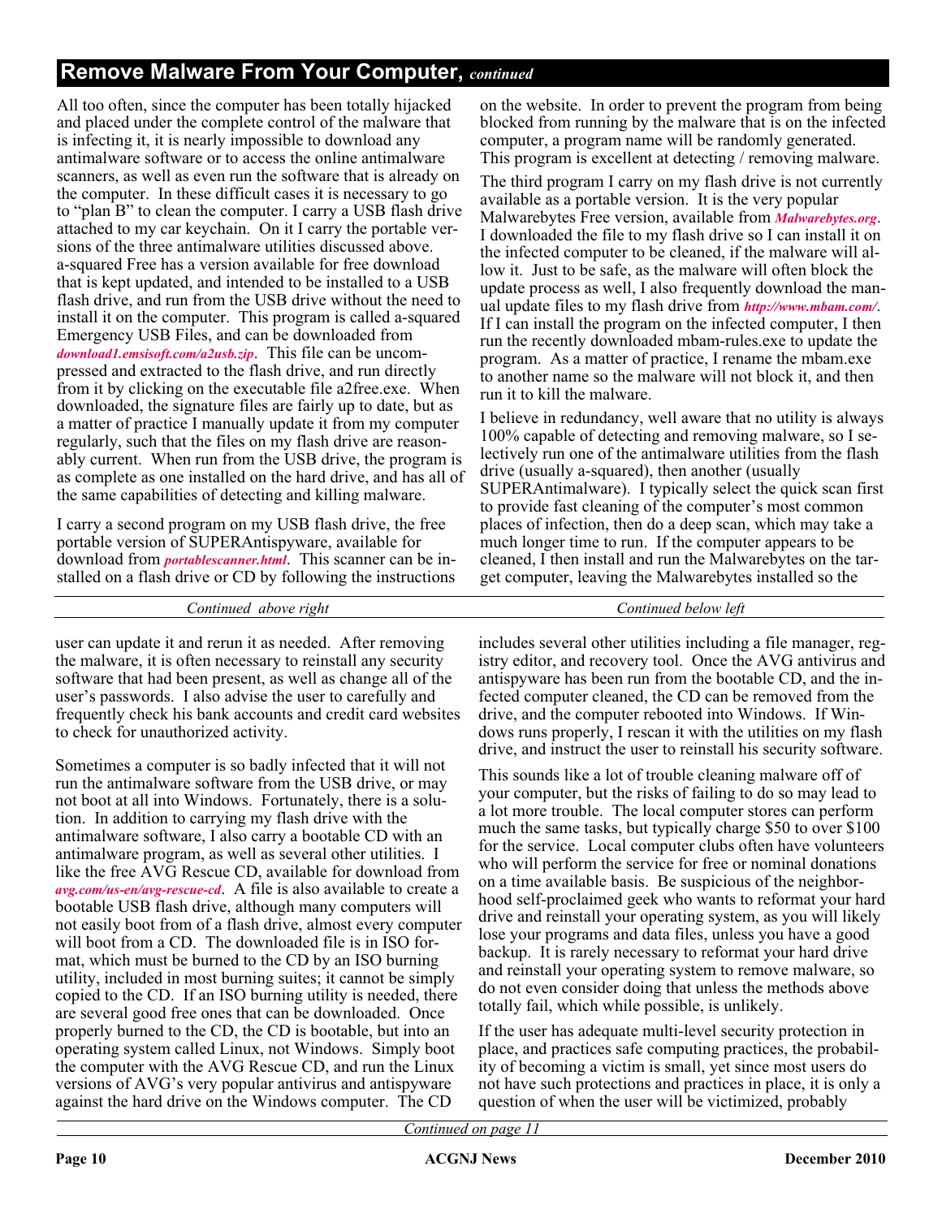## Remove Malware From Your Computer, *continued*

All too often, since the computer has been totally hijacked and placed under the complete control of the malware that is infecting it, it is nearly impossible to download any antimalware software or to access the online antimalware scanners, as well as even run the software that is already on the computer. In these difficult cases it is necessary to go to "plan B" to clean the computer. I carry a USB flash drive attached to my car keychain. On it I carry the portable versions of the three antimalware utilities discussed above. a-squared Free has a version available for free download that is kept updated, and intended to be installed to a USB flash drive, and run from the USB drive without the need to install it on the computer. This program is called a-squared Emergency USB Files, and can be downloaded from *download1.emsisoft.com/a2usb.zip*. This file can be uncompressed and extracted to the flash drive, and run directly from it by clicking on the executable file a2free.exe. When downloaded, the signature files are fairly up to date, but as a matter of practice I manually update it from my computer regularly, such that the files on my flash drive are reasonably current. When run from the USB drive, the program is as complete as one installed on the hard drive, and has all of the same capabilities of detecting and killing malware.

I carry a second program on my USB flash drive, the free portable version of SUPERAntispyware, available for download from *portablescanner.html*. This scanner can be installed on a flash drive or CD by following the instructions on the website. In order to prevent the program from being blocked from running by the malware that is on the infected computer, a program name will be randomly generated. This program is excellent at detecting / removing malware.

The third program I carry on my flash drive is not currently available as a portable version. It is the very popular Malwarebytes Free version, available from *Malwarebytes.org*. I downloaded the file to my flash drive so I can install it on the infected computer to be cleaned, if the malware will allow it. Just to be safe, as the malware will often block the update process as well, I also frequently download the manual update files to my flash drive from *http://www.mbam.com/*. If I can install the program on the infected computer, I then run the recently downloaded mbam-rules.exe to update the program. As a matter of practice, I rename the mbam.exe to another name so the malware will not block it, and then run it to kill the malware.

I believe in redundancy, well aware that no utility is always 100% capable of detecting and removing malware, so I selectively run one of the antimalware utilities from the flash drive (usually a-squared), then another (usually SUPERAntimalware). I typically select the quick scan first to provide fast cleaning of the computer's most common places of infection, then do a deep scan, which may take a much longer time to run. If the computer appears to be cleaned, I then install and run the Malwarebytes on the target computer, leaving the Malwarebytes installed so the user can update it and rerun it as needed. After removing the malware, it is often necessary to reinstall any security software that had been present, as well as change all of the user's passwords. I also advise the user to carefully and frequently check his bank accounts and credit card websites to check for unauthorized activity.

Sometimes a computer is so badly infected that it will not run the antimalware software from the USB drive, or may not boot at all into Windows. Fortunately, there is a solution. In addition to carrying my flash drive with the antimalware software, I also carry a bootable CD with an antimalware program, as well as several other utilities. I like the free AVG Rescue CD, available for download from *avg.com/us-en/avg-rescue-cd*. A file is also available to create a bootable USB flash drive, although many computers will not easily boot from of a flash drive, almost every computer will boot from a CD. The downloaded file is in ISO format, which must be burned to the CD by an ISO burning utility, included in most burning suites; it cannot be simply copied to the CD. If an ISO burning utility is needed, there are several good free ones that can be downloaded. Once properly burned to the CD, the CD is bootable, but into an operating system called Linux, not Windows. Simply boot the computer with the AVG Rescue CD, and run the Linux versions of AVG's very popular antivirus and antispyware against the hard drive on the Windows computer. The CD includes several other utilities including a file manager, registry editor, and recovery tool. Once the AVG antivirus and antispyware has been run from the bootable CD, and the infected computer cleaned, the CD can be removed from the drive, and the computer rebooted into Windows. If Windows runs properly, I rescan it with the utilities on my flash drive, and instruct the user to reinstall his security software.

This sounds like a lot of trouble cleaning malware off of your computer, but the risks of failing to do so may lead to a lot more trouble. The local computer stores can perform much the same tasks, but typically charge $50 to over $100 for the service. Local computer clubs often have volunteers who will perform the service for free or nominal donations on a time available basis. Be suspicious of the neighborhood self-proclaimed geek who wants to reformat your hard drive and reinstall your operating system, as you will likely lose your programs and data files, unless you have a good backup. It is rarely necessary to reformat your hard drive and reinstall your operating system to remove malware, so do not even consider doing that unless the methods above totally fail, which while possible, is unlikely.

If the user has adequate multi-level security protection in place, and practices safe computing practices, the probability of becoming a victim is small, yet since most users do not have such protections and practices in place, it is only a question of when the user will be victimized, probably

*Continued on page 11*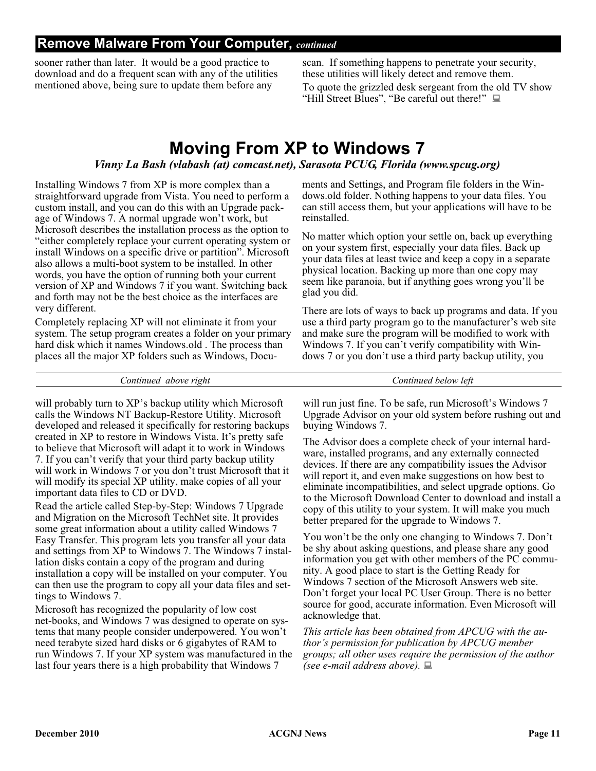## Remove Malware From Your Computer, *continued*

sooner rather than later. It would be a good practice to download and do a frequent scan with any of the utilities mentioned above, being sure to update them before any scan. If something happens to penetrate your security, these utilities will likely detect and remove them.

To quote the grizzled desk sergeant from the old TV show “Hill Street Blues”, “Be careful out there!”

# Moving From XP to Windows 7

***Vinny La Bash (vlabash (at) comcast.net), Sarasota PCUG, Florida (www.spcug.org)***

Installing Windows 7 from XP is more complex than a straightforward upgrade from Vista. You need to perform a custom install, and you can do this with an Upgrade package of Windows 7. A normal upgrade won’t work, but Microsoft describes the installation process as the option to “either completely replace your current operating system or install Windows on a specific drive or partition”. Microsoft also allows a multi-boot system to be installed. In other words, you have the option of running both your current version of XP and Windows 7 if you want. Switching back and forth may not be the best choice as the interfaces are very different.

Completely replacing XP will not eliminate it from your system. The setup program creates a folder on your primary hard disk which it names Windows.old . The process than places all the major XP folders such as Windows, Documents and Settings, and Program file folders in the Windows.old folder. Nothing happens to your data files. You can still access them, but your applications will have to be reinstalled.

No matter which option your settle on, back up everything on your system first, especially your data files. Back up your data files at least twice and keep a copy in a separate physical location. Backing up more than one copy may seem like paranoia, but if anything goes wrong you’ll be glad you did.

There are lots of ways to back up programs and data. If you use a third party program go to the manufacturer’s web site and make sure the program will be modified to work with Windows 7. If you can’t verify compatibility with Windows 7 or you don’t use a third party backup utility, you will probably turn to XP’s backup utility which Microsoft calls the Windows NT Backup-Restore Utility. Microsoft developed and released it specifically for restoring backups created in XP to restore in Windows Vista. It’s pretty safe to believe that Microsoft will adapt it to work in Windows 7. If you can’t verify that your third party backup utility will work in Windows 7 or you don’t trust Microsoft that it will modify its special XP utility, make copies of all your important data files to CD or DVD.

Read the article called Step-by-Step: Windows 7 Upgrade and Migration on the Microsoft TechNet site. It provides some great information about a utility called Windows 7 Easy Transfer. This program lets you transfer all your data and settings from XP to Windows 7. The Windows 7 installation disks contain a copy of the program and during installation a copy will be installed on your computer. You can then use the program to copy all your data files and settings to Windows 7.

Microsoft has recognized the popularity of low cost net-books, and Windows 7 was designed to operate on systems that many people consider underpowered. You won’t need terabyte sized hard disks or 6 gigabytes of RAM to run Windows 7. If your XP system was manufactured in the last four years there is a high probability that Windows 7 will run just fine. To be safe, run Microsoft’s Windows 7 Upgrade Advisor on your old system before rushing out and buying Windows 7.

The Advisor does a complete check of your internal hardware, installed programs, and any externally connected devices. If there are any compatibility issues the Advisor will report it, and even make suggestions on how best to eliminate incompatibilities, and select upgrade options. Go to the Microsoft Download Center to download and install a copy of this utility to your system. It will make you much better prepared for the upgrade to Windows 7.

You won’t be the only one changing to Windows 7. Don’t be shy about asking questions, and please share any good information you get with other members of the PC community. A good place to start is the Getting Ready for Windows 7 section of the Microsoft Answers web site. Don’t forget your local PC User Group. There is no better source for good, accurate information. Even Microsoft will acknowledge that.

*This article has been obtained from APCUG with the author’s permission for publication by APCUG member groups; all other uses require the permission of the author (see e-mail address above).*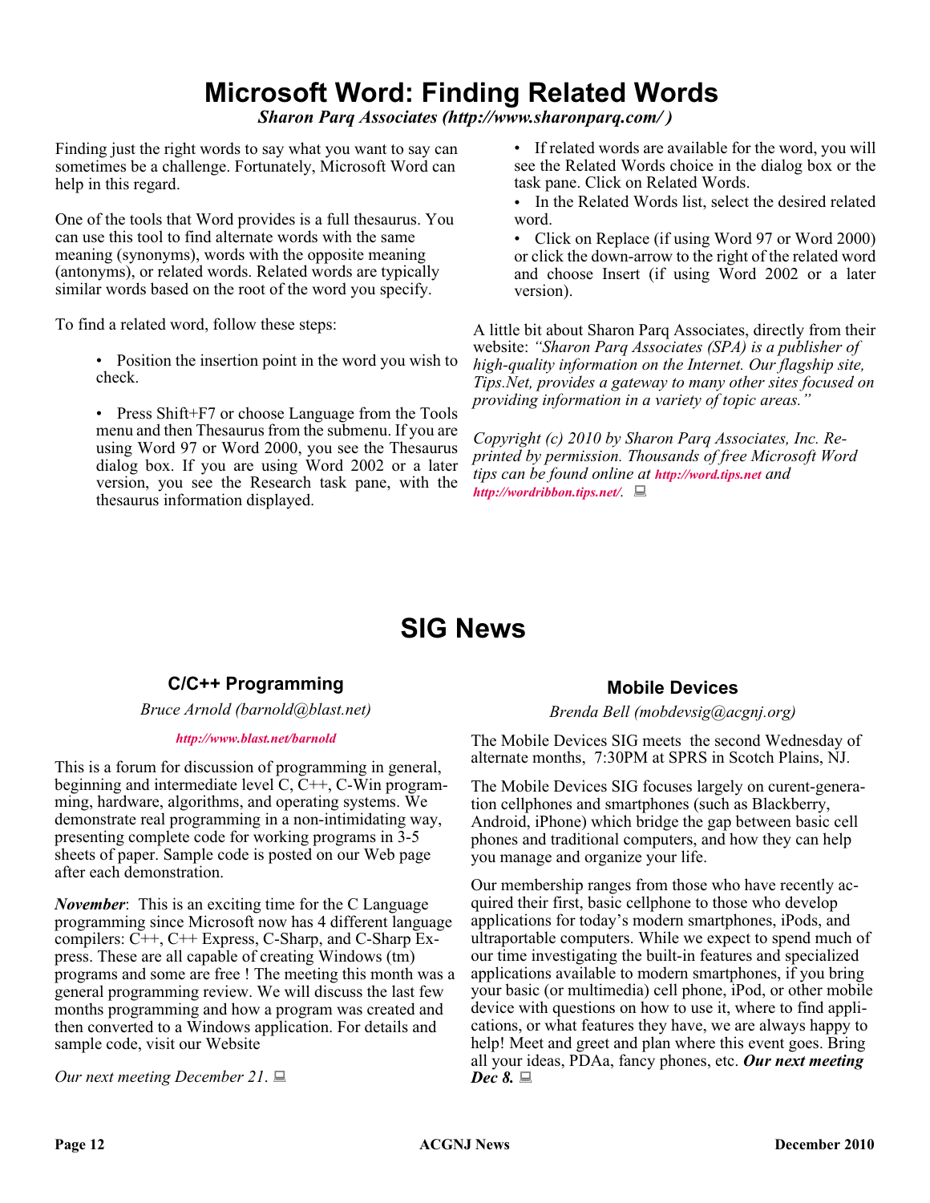# Microsoft Word: Finding Related Words

***Sharon Parq Associates (http://www.sharonparq.com/ )***

Finding just the right words to say what you want to say can sometimes be a challenge. Fortunately, Microsoft Word can help in this regard.

One of the tools that Word provides is a full thesaurus. You can use this tool to find alternate words with the same meaning (synonyms), words with the opposite meaning (antonyms), or related words. Related words are typically similar words based on the root of the word you specify.

To find a related word, follow these steps:

- Position the insertion point in the word you wish to check.
- Press Shift+F7 or choose Language from the Tools menu and then Thesaurus from the submenu. If you are using Word 97 or Word 2000, you see the Thesaurus dialog box. If you are using Word 2002 or a later version, you see the Research task pane, with the thesaurus information displayed.
- If related words are available for the word, you will see the Related Words choice in the dialog box or the task pane. Click on Related Words.
- In the Related Words list, select the desired related word.
- Click on Replace (if using Word 97 or Word 2000) or click the down-arrow to the right of the related word and choose Insert (if using Word 2002 or a later version).

A little bit about Sharon Parq Associates, directly from their website: *"Sharon Parq Associates (SPA) is a publisher of high-quality information on the Internet. Our flagship site, Tips.Net, provides a gateway to many other sites focused on providing information in a variety of topic areas."*

*Copyright (c) 2010 by Sharon Parq Associates, Inc. Reprinted by permission. Thousands of free Microsoft Word tips can be found online at* ***http://word.tips.net*** *and* ***http://wordribbon.tips.net/****.*

# SIG News

## C/C++ Programming

*Bruce Arnold (barnold@blast.net)*

***http://www.blast.net/barnold***

This is a forum for discussion of programming in general, beginning and intermediate level C, C++, C-Win programming, hardware, algorithms, and operating systems. We demonstrate real programming in a non-intimidating way, presenting complete code for working programs in 3-5 sheets of paper. Sample code is posted on our Web page after each demonstration.

***November***: This is an exciting time for the C Language programming since Microsoft now has 4 different language compilers: C++, C++ Express, C-Sharp, and C-Sharp Express. These are all capable of creating Windows (tm) programs and some are free ! The meeting this month was a general programming review. We will discuss the last few months programming and how a program was created and then converted to a Windows application. For details and sample code, visit our Website

*Our next meeting December 21*.

## Mobile Devices

*Brenda Bell (mobdevsig@acgnj.org)*

The Mobile Devices SIG meets the second Wednesday of alternate months, 7:30PM at SPRS in Scotch Plains, NJ.

The Mobile Devices SIG focuses largely on curent-generation cellphones and smartphones (such as Blackberry, Android, iPhone) which bridge the gap between basic cell phones and traditional computers, and how they can help you manage and organize your life.

Our membership ranges from those who have recently acquired their first, basic cellphone to those who develop applications for today's modern smartphones, iPods, and ultraportable computers. While we expect to spend much of our time investigating the built-in features and specialized applications available to modern smartphones, if you bring your basic (or multimedia) cell phone, iPod, or other mobile device with questions on how to use it, where to find applications, or what features they have, we are always happy to help! Meet and greet and plan where this event goes. Bring all your ideas, PDAa, fancy phones, etc. ***Our next meeting Dec 8.***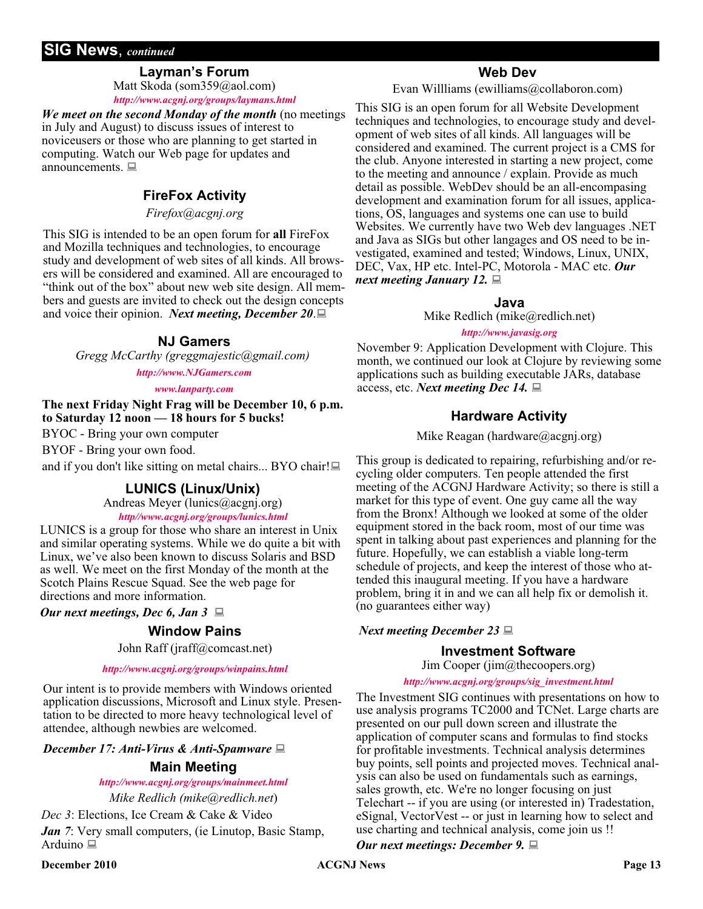## SIG News, *continued*

### Layman's Forum

Matt Skoda (som359@aol.com)

*http://www.acgnj.org/groups/laymans.html*

***We meet on the second Monday of the month*** (no meetings in July and August) to discuss issues of interest to noviceusers or those who are planning to get started in computing. Watch our Web page for updates and announcements.

### FireFox Activity

*Firefox@acgnj.org*

This SIG is intended to be an open forum for **all** FireFox and Mozilla techniques and technologies, to encourage study and development of web sites of all kinds. All browsers will be considered and examined. All are encouraged to "think out of the box" about new web site design. All members and guests are invited to check out the design concepts and voice their opinion. ***Next meeting, December 20***.

### NJ Gamers

*Gregg McCarthy (greggmajestic@gmail.com)*

*http://www.NJGamers.com*

*www.lanparty.com*

**The next Friday Night Frag will be December 10, 6 p.m. to Saturday 12 noon — 18 hours for 5 bucks!**

BYOC - Bring your own computer

BYOF - Bring your own food.

and if you don't like sitting on metal chairs... BYO chair!

### LUNICS (Linux/Unix)

Andreas Meyer (lunics@acgnj.org)

*http//www.acgnj.org/groups/lunics.html*

LUNICS is a group for those who share an interest in Unix and similar operating systems. While we do quite a bit with Linux, we've also been known to discuss Solaris and BSD as well. We meet on the first Monday of the month at the Scotch Plains Rescue Squad. See the web page for directions and more information.

***Our next meetings, Dec 6, Jan 3***

### Window Pains

John Raff (jraff@comcast.net)

*http://www.acgnj.org/groups/winpains.html*

Our intent is to provide members with Windows oriented application discussions, Microsoft and Linux style. Presentation to be directed to more heavy technological level of attendee, although newbies are welcomed.

***December 17: Anti-Virus & Anti-Spamware***

### Main Meeting

*http://www.acgnj.org/groups/mainmeet.html*

*Mike Redlich (mike@redlich.net*)

*Dec 3*: Elections, Ice Cream & Cake & Video

***Jan 7***: Very small computers, (ie Linutop, Basic Stamp, Arduino

### Web Dev

Evan Willliams (ewilliams@collaboron.com)

This SIG is an open forum for all Website Development techniques and technologies, to encourage study and development of web sites of all kinds. All languages will be considered and examined. The current project is a CMS for the club. Anyone interested in starting a new project, come to the meeting and announce / explain. Provide as much detail as possible. WebDev should be an all-encompasing development and examination forum for all issues, applications, OS, languages and systems one can use to build Websites. We currently have two Web dev languages .NET and Java as SIGs but other langages and OS need to be investigated, examined and tested; Windows, Linux, UNIX, DEC, Vax, HP etc. Intel-PC, Motorola - MAC etc. ***Our next meeting January 12.***

### Java

Mike Redlich (mike@redlich.net)

*http://www.javasig.org*

November 9: Application Development with Clojure. This month, we continued our look at Clojure by reviewing some applications such as building executable JARs, database access, etc. ***Next meeting Dec 14.***

### Hardware Activity

Mike Reagan (hardware@acgnj.org)

This group is dedicated to repairing, refurbishing and/or recycling older computers. Ten people attended the first meeting of the ACGNJ Hardware Activity; so there is still a market for this type of event. One guy came all the way from the Bronx! Although we looked at some of the older equipment stored in the back room, most of our time was spent in talking about past experiences and planning for the future. Hopefully, we can establish a viable long-term schedule of projects, and keep the interest of those who attended this inaugural meeting. If you have a hardware problem, bring it in and we can all help fix or demolish it. (no guarantees either way)

***Next meeting December 23***

### Investment Software

Jim Cooper (jim@thecoopers.org)

*http://www.acgnj.org/groups/sig_investment.html*

The Investment SIG continues with presentations on how to use analysis programs TC2000 and TCNet. Large charts are presented on our pull down screen and illustrate the application of computer scans and formulas to find stocks for profitable investments. Technical analysis determines buy points, sell points and projected moves. Technical analysis can also be used on fundamentals such as earnings, sales growth, etc. We're no longer focusing on just Telechart -- if you are using (or interested in) Tradestation, eSignal, VectorVest -- or just in learning how to select and use charting and technical analysis, come join us !!

***Our next meetings: December 9.***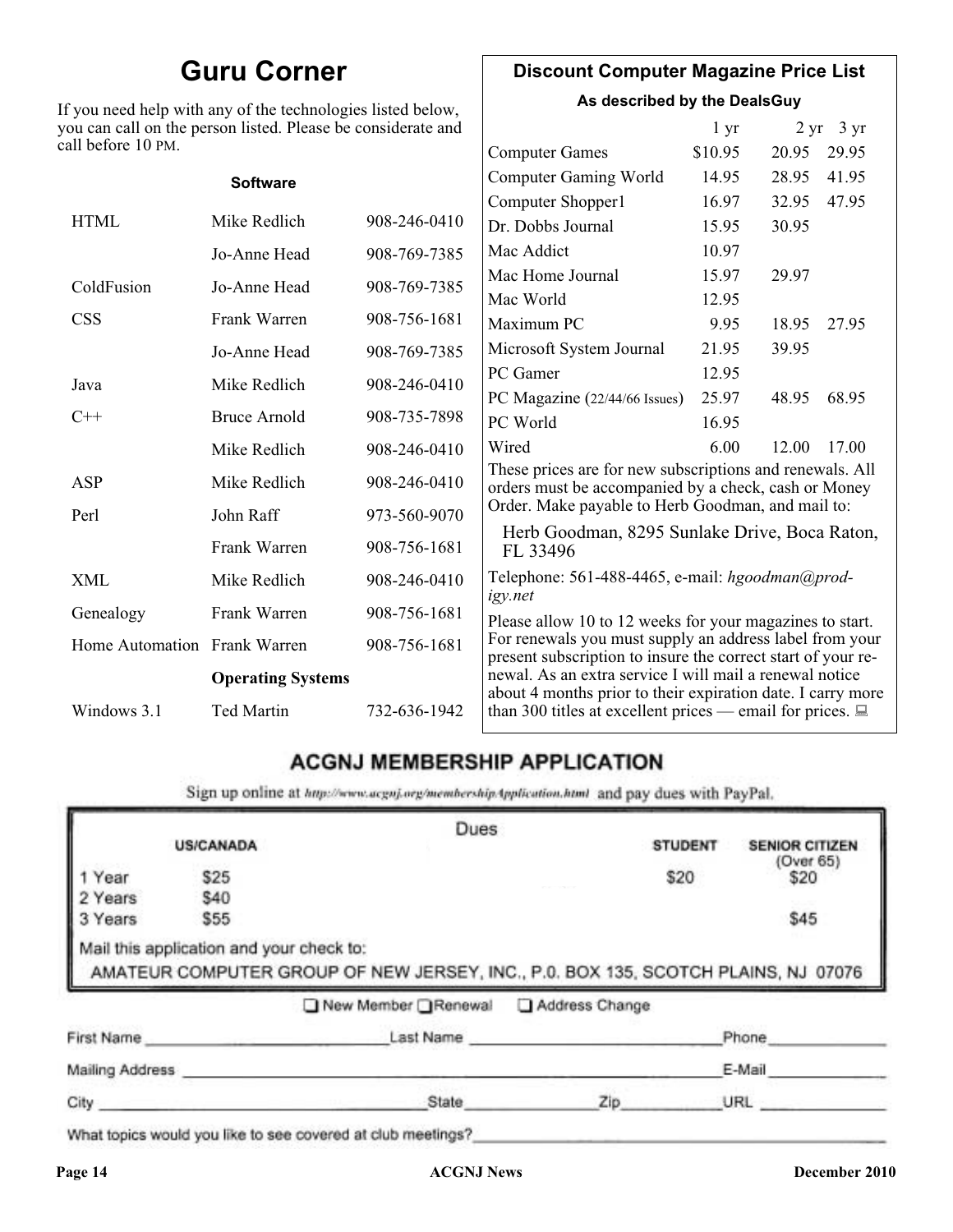# Guru Corner

If you need help with any of the technologies listed below, you can call on the person listed. Please be considerate and call before 10 PM.

| | **Software** | |
|---|---|---|
| HTML | Mike Redlich | 908-246-0410 |
| | Jo-Anne Head | 908-769-7385 |
| ColdFusion | Jo-Anne Head | 908-769-7385 |
| CSS | Frank Warren | 908-756-1681 |
| | Jo-Anne Head | 908-769-7385 |
| Java | Mike Redlich | 908-246-0410 |
| C++ | Bruce Arnold | 908-735-7898 |
| | Mike Redlich | 908-246-0410 |
| ASP | Mike Redlich | 908-246-0410 |
| Perl | John Raff | 973-560-9070 |
| | Frank Warren | 908-756-1681 |
| XML | Mike Redlich | 908-246-0410 |
| Genealogy | Frank Warren | 908-756-1681 |
| Home Automation | Frank Warren | 908-756-1681 |
| | **Operating Systems** | |
| Windows 3.1 | Ted Martin | 732-636-1942 |

## Discount Computer Magazine Price List

**As described by the DealsGuy**

| | 1 yr | 2 yr | 3 yr |
|---|---|---|---|
| Computer Games | $10.95 | 20.95 | 29.95 |
| Computer Gaming World | 14.95 | 28.95 | 41.95 |
| Computer Shopper1 | 16.97 | 32.95 | 47.95 |
| Dr. Dobbs Journal | 15.95 | 30.95 | |
| Mac Addict | 10.97 | | |
| Mac Home Journal | 15.97 | 29.97 | |
| Mac World | 12.95 | | |
| Maximum PC | 9.95 | 18.95 | 27.95 |
| Microsoft System Journal | 21.95 | 39.95 | |
| PC Gamer | 12.95 | | |
| PC Magazine (22/44/66 Issues) | 25.97 | 48.95 | 68.95 |
| PC World | 16.95 | | |
| Wired | 6.00 | 12.00 | 17.00 |

These prices are for new subscriptions and renewals. All orders must be accompanied by a check, cash or Money Order. Make payable to Herb Goodman, and mail to:

Herb Goodman, 8295 Sunlake Drive, Boca Raton, FL 33496

Telephone: 561-488-4465, e-mail: *hgoodman@prodigy.net*

Please allow 10 to 12 weeks for your magazines to start. For renewals you must supply an address label from your present subscription to insure the correct start of your renewal. As an extra service I will mail a renewal notice about 4 months prior to their expiration date. I carry more than 300 titles at excellent prices — email for prices.

## ACGNJ MEMBERSHIP APPLICATION

Sign up online at http://www.acgnj.org/membershipApplication.html and pay dues with PayPal.

**Dues**

| | US/CANADA | STUDENT | SENIOR CITIZEN (Over 65) |
|---|---|---|---|
| 1 Year | $25 | $20 | $20 |
| 2 Years | $40 | | |
| 3 Years | $55 | | $45 |

Mail this application and your check to:

AMATEUR COMPUTER GROUP OF NEW JERSEY, INC., P.0. BOX 135, SCOTCH PLAINS, NJ 07076

☐ New Member ☐ Renewal ☐ Address Change

First Name \_\_\_\_\_\_\_\_\_\_ Last Name \_\_\_\_\_\_\_\_\_\_ Phone \_\_\_\_\_\_\_\_\_\_

Mailing Address \_\_\_\_\_\_\_\_\_\_ E-Mail \_\_\_\_\_\_\_\_\_\_

City \_\_\_\_\_\_\_\_\_\_ State \_\_\_\_\_\_\_\_\_\_ Zip \_\_\_\_\_\_\_\_\_\_ URL \_\_\_\_\_\_\_\_\_\_

What topics would you like to see covered at club meetings? \_\_\_\_\_\_\_\_\_\_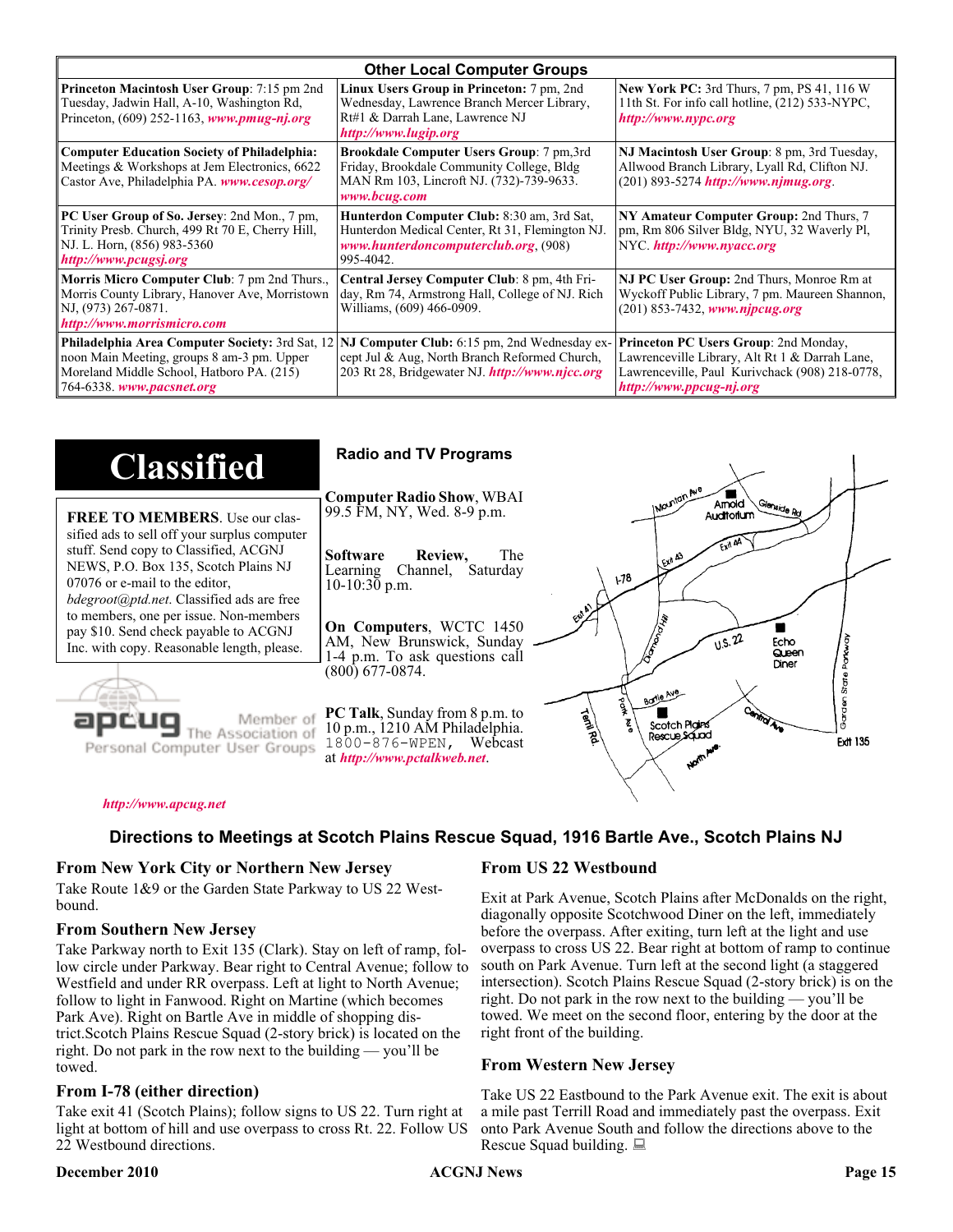## Other Local Computer Groups

| | | |
|---|---|---|
| **Princeton Macintosh User Group**: 7:15 pm 2nd Tuesday, Jadwin Hall, A-10, Washington Rd, Princeton, (609) 252-1163, ***www.pmug-nj.org*** | **Linux Users Group in Princeton:** 7 pm, 2nd Wednesday, Lawrence Branch Mercer Library, Rt#1 & Darrah Lane, Lawrence NJ ***http://www.lugip.org*** | **New York PC:** 3rd Thurs, 7 pm, PS 41, 116 W 11th St. For info call hotline, (212) 533-NYPC, ***http://www.nypc.org*** |
| **Computer Education Society of Philadelphia:** Meetings & Workshops at Jem Electronics, 6622 Castor Ave, Philadelphia PA. ***www.cesop.org/*** | **Brookdale Computer Users Group**: 7 pm,3rd Friday, Brookdale Community College, Bldg MAN Rm 103, Lincroft NJ. (732)-739-9633. ***www.bcug.com*** | **NJ Macintosh User Group**: 8 pm, 3rd Tuesday, Allwood Branch Library, Lyall Rd, Clifton NJ. (201) 893-5274 ***http://www.njmug.org***. |
| **PC User Group of So. Jersey**: 2nd Mon., 7 pm, Trinity Presb. Church, 499 Rt 70 E, Cherry Hill, NJ. L. Horn, (856) 983-5360 ***http://www.pcugsj.org*** | **Hunterdon Computer Club:** 8:30 am, 3rd Sat, Hunterdon Medical Center, Rt 31, Flemington NJ. ***www.hunterdoncomputerclub.org***, (908) 995-4042. | **NY Amateur Computer Group:** 2nd Thurs, 7 pm, Rm 806 Silver Bldg, NYU, 32 Waverly Pl, NYC. ***http://www.nyacc.org*** |
| **Morris Micro Computer Club**: 7 pm 2nd Thurs., Morris County Library, Hanover Ave, Morristown NJ, (973) 267-0871. ***http://www.morrismicro.com*** | **Central Jersey Computer Club**: 8 pm, 4th Friday, Rm 74, Armstrong Hall, College of NJ. Rich Williams, (609) 466-0909. | **NJ PC User Group:** 2nd Thurs, Monroe Rm at Wyckoff Public Library, 7 pm. Maureen Shannon, (201) 853-7432, ***www.njpcug.org*** |
| **Philadelphia Area Computer Society:** 3rd Sat, 12 noon Main Meeting, groups 8 am-3 pm. Upper Moreland Middle School, Hatboro PA. (215) 764-6338. ***www.pacsnet.org*** | **NJ Computer Club:** 6:15 pm, 2nd Wednesday except Jul & Aug, North Branch Reformed Church, 203 Rt 28, Bridgewater NJ. ***http://www.njcc.org*** | **Princeton PC Users Group**: 2nd Monday, Lawrenceville Library, Alt Rt 1 & Darrah Lane, Lawrenceville, Paul Kurivchack (908) 218-0778, ***http://www.ppcug-nj.org*** |

# Classified

**FREE TO MEMBERS**. Use our classified ads to sell off your surplus computer stuff. Send copy to Classified, ACGNJ NEWS, P.O. Box 135, Scotch Plains NJ 07076 or e-mail to the editor, *bdegroot@ptd.net*. Classified ads are free to members, one per issue. Non-members pay $10. Send check payable to ACGNJ Inc. with copy. Reasonable length, please.

apcug — Member of The Association of Personal Computer User Groups

***http://www.apcug.net***

## Radio and TV Programs

**Computer Radio Show**, WBAI 99.5 FM, NY, Wed. 8-9 p.m.

**Software Review,** The Learning Channel, Saturday 10-10:30 p.m.

**On Computers**, WCTC 1450 AM, New Brunswick, Sunday 1-4 p.m. To ask questions call (800) 677-0874.

**PC Talk**, Sunday from 8 p.m. to 10 p.m., 1210 AM Philadelphia. 1800-876-WPEN, Webcast at ***http://www.pctalkweb.net***.

## Directions to Meetings at Scotch Plains Rescue Squad, 1916 Bartle Ave., Scotch Plains NJ

### From New York City or Northern New Jersey

Take Route 1&9 or the Garden State Parkway to US 22 Westbound.

### From Southern New Jersey

Take Parkway north to Exit 135 (Clark). Stay on left of ramp, follow circle under Parkway. Bear right to Central Avenue; follow to Westfield and under RR overpass. Left at light to North Avenue; follow to light in Fanwood. Right on Martine (which becomes Park Ave). Right on Bartle Ave in middle of shopping district.Scotch Plains Rescue Squad (2-story brick) is located on the right. Do not park in the row next to the building — you'll be towed.

### From I-78 (either direction)

Take exit 41 (Scotch Plains); follow signs to US 22. Turn right at light at bottom of hill and use overpass to cross Rt. 22. Follow US 22 Westbound directions.

### From US 22 Westbound

Exit at Park Avenue, Scotch Plains after McDonalds on the right, diagonally opposite Scotchwood Diner on the left, immediately before the overpass. After exiting, turn left at the light and use overpass to cross US 22. Bear right at bottom of ramp to continue south on Park Avenue. Turn left at the second light (a staggered intersection). Scotch Plains Rescue Squad (2-story brick) is on the right. Do not park in the row next to the building — you'll be towed. We meet on the second floor, entering by the door at the right front of the building.

### From Western New Jersey

Take US 22 Eastbound to the Park Avenue exit. The exit is about a mile past Terrill Road and immediately past the overpass. Exit onto Park Avenue South and follow the directions above to the Rescue Squad building.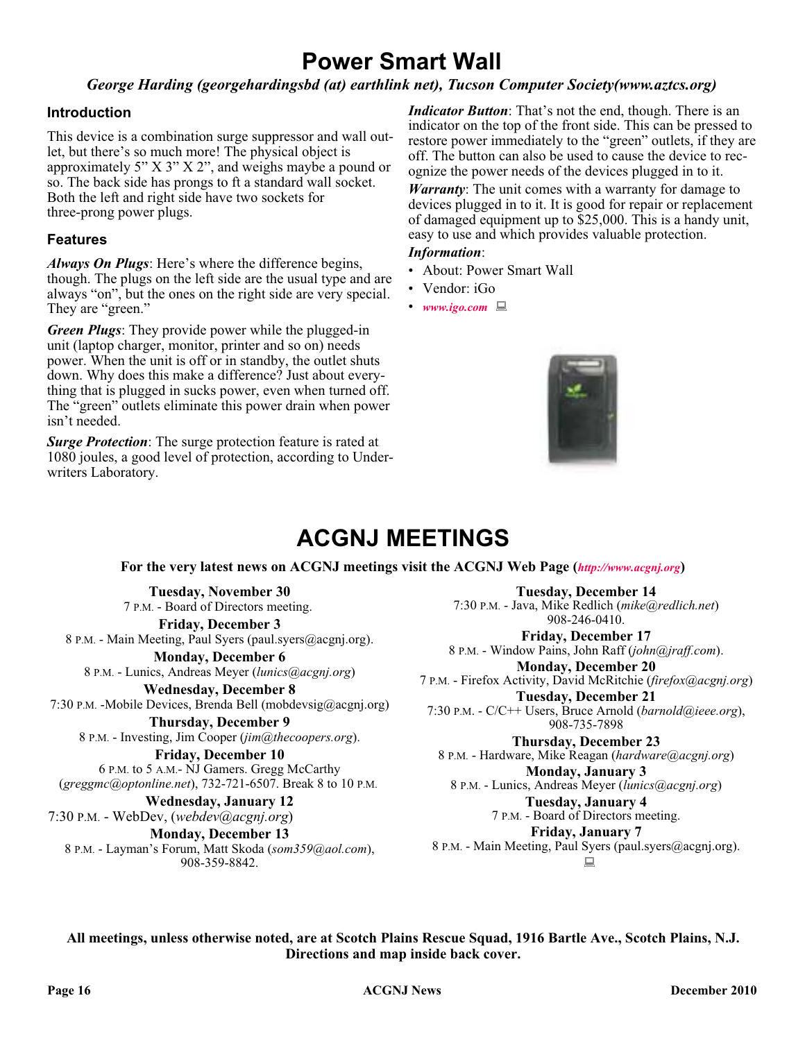# Power Smart Wall

*George Harding (georgehardingsbd (at) earthlink net), Tucson Computer Society(www.aztcs.org)*

### Introduction

This device is a combination surge suppressor and wall outlet, but there's so much more! The physical object is approximately 5" X 3" X 2", and weighs maybe a pound or so. The back side has prongs to ft a standard wall socket. Both the left and right side have two sockets for three-prong power plugs.

### Features

***Always On Plugs***: Here's where the difference begins, though. The plugs on the left side are the usual type and are always "on", but the ones on the right side are very special. They are "green."

***Green Plugs***: They provide power while the plugged-in unit (laptop charger, monitor, printer and so on) needs power. When the unit is off or in standby, the outlet shuts down. Why does this make a difference? Just about everything that is plugged in sucks power, even when turned off. The "green" outlets eliminate this power drain when power isn't needed.

***Surge Protection***: The surge protection feature is rated at 1080 joules, a good level of protection, according to Underwriters Laboratory.

***Indicator Button***: That's not the end, though. There is an indicator on the top of the front side. This can be pressed to restore power immediately to the "green" outlets, if they are off. The button can also be used to cause the device to recognize the power needs of the devices plugged in to it.

***Warranty***: The unit comes with a warranty for damage to devices plugged in to it. It is good for repair or replacement of damaged equipment up to $25,000. This is a handy unit, easy to use and which provides valuable protection.

***Information***:

- About: Power Smart Wall
- Vendor: iGo
- *www.igo.com*

# ACGNJ MEETINGS

**For the very latest news on ACGNJ meetings visit the ACGNJ Web Page (*http://www.acgnj.org*)**

**Tuesday, November 30**
7 P.M. - Board of Directors meeting.

**Friday, December 3**
8 P.M. - Main Meeting, Paul Syers (paul.syers@acgnj.org).

**Monday, December 6**
8 P.M. - Lunics, Andreas Meyer (*lunics@acgnj.org*)

**Wednesday, December 8**
7:30 P.M. -Mobile Devices, Brenda Bell (mobdevsig@acgnj.org)

**Thursday, December 9**
8 P.M. - Investing, Jim Cooper (*jim@thecoopers.org*).

**Friday, December 10**
6 P.M. to 5 A.M.- NJ Gamers. Gregg McCarthy (*greggmc@optonline.net*), 732-721-6507. Break 8 to 10 P.M.

**Wednesday, January 12**
7:30 P.M. - WebDev, (*webdev@acgnj.org*)

**Monday, December 13**
8 P.M. - Layman's Forum, Matt Skoda (*som359@aol.com*), 908-359-8842.

**Tuesday, December 14**
7:30 P.M. - Java, Mike Redlich (*mike@redlich.net*) 908-246-0410.

**Friday, December 17**
8 P.M. - Window Pains, John Raff (*john@jraff.com*).

**Monday, December 20**
7 P.M. - Firefox Activity, David McRitchie (*firefox@acgnj.org*)

**Tuesday, December 21**
7:30 P.M. - C/C++ Users, Bruce Arnold (*barnold@ieee.org*), 908-735-7898

**Thursday, December 23**
8 P.M. - Hardware, Mike Reagan (*hardware@acgnj.org*)

**Monday, January 3**
8 P.M. - Lunics, Andreas Meyer (*lunics@acgnj.org*)

**Tuesday, January 4**
7 P.M. - Board of Directors meeting.

**Friday, January 7**
8 P.M. - Main Meeting, Paul Syers (paul.syers@acgnj.org).

**All meetings, unless otherwise noted, are at Scotch Plains Rescue Squad, 1916 Bartle Ave., Scotch Plains, N.J. Directions and map inside back cover.**